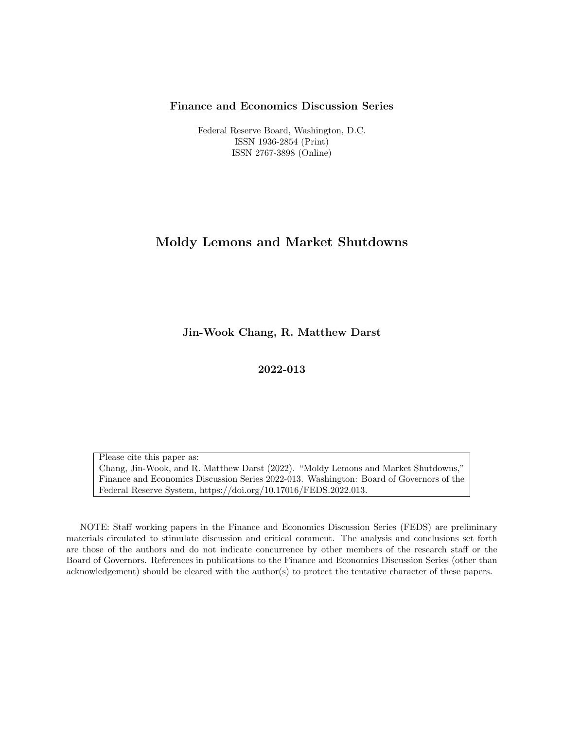**Finance and Economics Discussion Series**

Federal Reserve Board, Washington, D.C.
ISSN 1936-2854 (Print)
ISSN 2767-3898 (Online)

# Moldy Lemons and Market Shutdowns

**Jin-Wook Chang, R. Matthew Darst**

**2022-013**

Please cite this paper as:
Chang, Jin-Wook, and R. Matthew Darst (2022). "Moldy Lemons and Market Shutdowns," Finance and Economics Discussion Series 2022-013. Washington: Board of Governors of the Federal Reserve System, https://doi.org/10.17016/FEDS.2022.013.

NOTE: Staff working papers in the Finance and Economics Discussion Series (FEDS) are preliminary materials circulated to stimulate discussion and critical comment. The analysis and conclusions set forth are those of the authors and do not indicate concurrence by other members of the research staff or the Board of Governors. References in publications to the Finance and Economics Discussion Series (other than acknowledgement) should be cleared with the author(s) to protect the tentative character of these papers.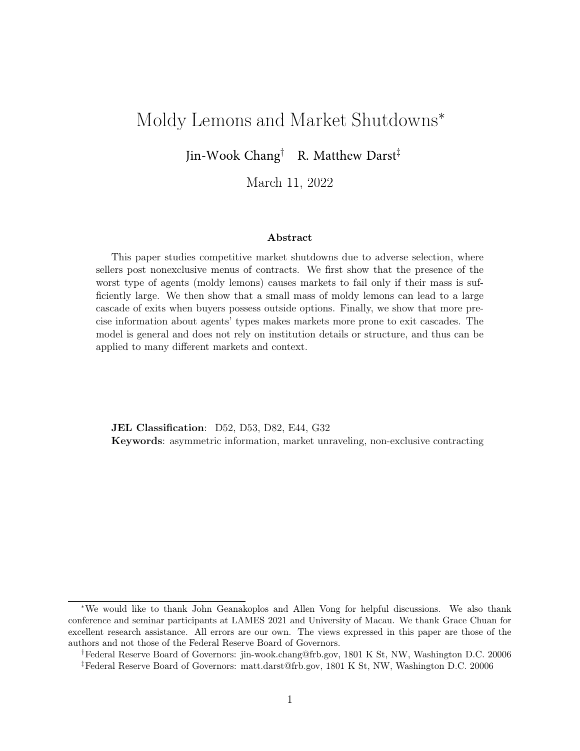# Moldy Lemons and Market Shutdowns*

Jin-Wook Chang† R. Matthew Darst‡

March 11, 2022

### Abstract

This paper studies competitive market shutdowns due to adverse selection, where sellers post nonexclusive menus of contracts. We first show that the presence of the worst type of agents (moldy lemons) causes markets to fail only if their mass is sufficiently large. We then show that a small mass of moldy lemons can lead to a large cascade of exits when buyers possess outside options. Finally, we show that more precise information about agents' types makes markets more prone to exit cascades. The model is general and does not rely on institution details or structure, and thus can be applied to many different markets and context.

**JEL Classification**: D52, D53, D82, E44, G32
**Keywords**: asymmetric information, market unraveling, non-exclusive contracting

---

*We would like to thank John Geanakoplos and Allen Vong for helpful discussions. We also thank conference and seminar participants at LAMES 2021 and University of Macau. We thank Grace Chuan for excellent research assistance. All errors are our own. The views expressed in this paper are those of the authors and not those of the Federal Reserve Board of Governors.

†Federal Reserve Board of Governors: jin-wook.chang@frb.gov, 1801 K St, NW, Washington D.C. 20006

‡Federal Reserve Board of Governors: matt.darst@frb.gov, 1801 K St, NW, Washington D.C. 20006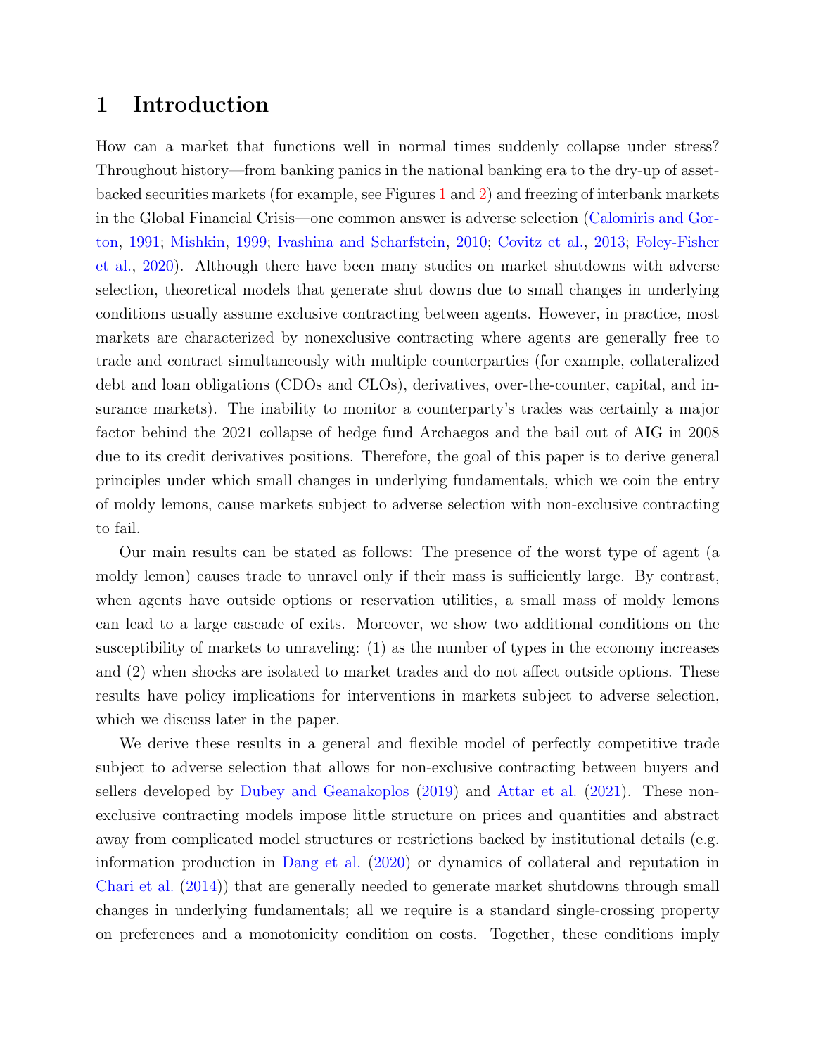# 1 Introduction

How can a market that functions well in normal times suddenly collapse under stress? Throughout history—from banking panics in the national banking era to the dry-up of asset-backed securities markets (for example, see Figures 1 and 2) and freezing of interbank markets in the Global Financial Crisis—one common answer is adverse selection (Calomiris and Gorton, 1991; Mishkin, 1999; Ivashina and Scharfstein, 2010; Covitz et al., 2013; Foley-Fisher et al., 2020). Although there have been many studies on market shutdowns with adverse selection, theoretical models that generate shut downs due to small changes in underlying conditions usually assume exclusive contracting between agents. However, in practice, most markets are characterized by nonexclusive contracting where agents are generally free to trade and contract simultaneously with multiple counterparties (for example, collateralized debt and loan obligations (CDOs and CLOs), derivatives, over-the-counter, capital, and insurance markets). The inability to monitor a counterparty's trades was certainly a major factor behind the 2021 collapse of hedge fund Archaegos and the bail out of AIG in 2008 due to its credit derivatives positions. Therefore, the goal of this paper is to derive general principles under which small changes in underlying fundamentals, which we coin the entry of moldy lemons, cause markets subject to adverse selection with non-exclusive contracting to fail.

Our main results can be stated as follows: The presence of the worst type of agent (a moldy lemon) causes trade to unravel only if their mass is sufficiently large. By contrast, when agents have outside options or reservation utilities, a small mass of moldy lemons can lead to a large cascade of exits. Moreover, we show two additional conditions on the susceptibility of markets to unraveling: (1) as the number of types in the economy increases and (2) when shocks are isolated to market trades and do not affect outside options. These results have policy implications for interventions in markets subject to adverse selection, which we discuss later in the paper.

We derive these results in a general and flexible model of perfectly competitive trade subject to adverse selection that allows for non-exclusive contracting between buyers and sellers developed by Dubey and Geanakoplos (2019) and Attar et al. (2021). These non-exclusive contracting models impose little structure on prices and quantities and abstract away from complicated model structures or restrictions backed by institutional details (e.g. information production in Dang et al. (2020) or dynamics of collateral and reputation in Chari et al. (2014)) that are generally needed to generate market shutdowns through small changes in underlying fundamentals; all we require is a standard single-crossing property on preferences and a monotonicity condition on costs. Together, these conditions imply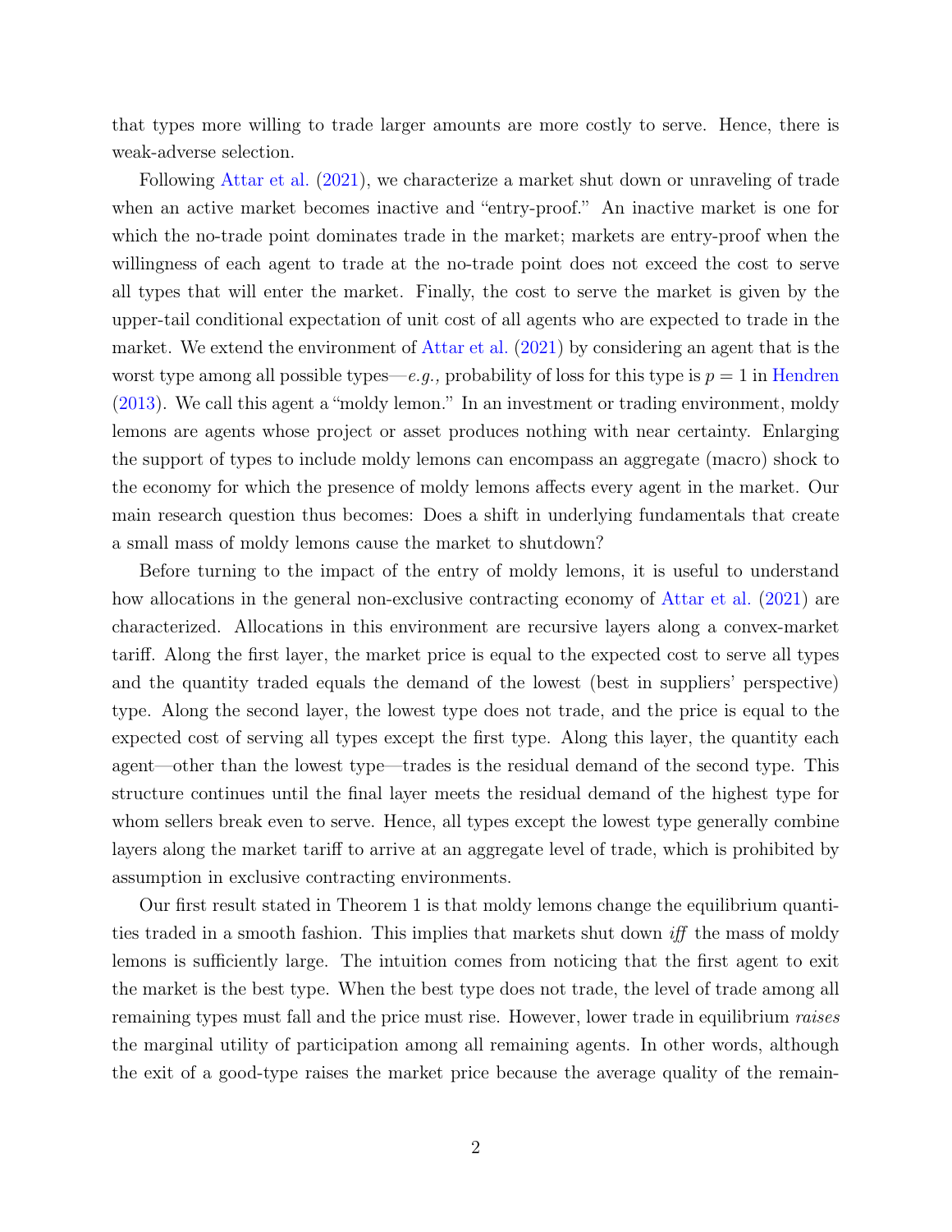that types more willing to trade larger amounts are more costly to serve. Hence, there is weak-adverse selection.

Following Attar et al. (2021), we characterize a market shut down or unraveling of trade when an active market becomes inactive and "entry-proof." An inactive market is one for which the no-trade point dominates trade in the market; markets are entry-proof when the willingness of each agent to trade at the no-trade point does not exceed the cost to serve all types that will enter the market. Finally, the cost to serve the market is given by the upper-tail conditional expectation of unit cost of all agents who are expected to trade in the market. We extend the environment of Attar et al. (2021) by considering an agent that is the worst type among all possible types—*e.g.,* probability of loss for this type is $p = 1$ in Hendren (2013). We call this agent a "moldy lemon." In an investment or trading environment, moldy lemons are agents whose project or asset produces nothing with near certainty. Enlarging the support of types to include moldy lemons can encompass an aggregate (macro) shock to the economy for which the presence of moldy lemons affects every agent in the market. Our main research question thus becomes: Does a shift in underlying fundamentals that create a small mass of moldy lemons cause the market to shutdown?

Before turning to the impact of the entry of moldy lemons, it is useful to understand how allocations in the general non-exclusive contracting economy of Attar et al. (2021) are characterized. Allocations in this environment are recursive layers along a convex-market tariff. Along the first layer, the market price is equal to the expected cost to serve all types and the quantity traded equals the demand of the lowest (best in suppliers' perspective) type. Along the second layer, the lowest type does not trade, and the price is equal to the expected cost of serving all types except the first type. Along this layer, the quantity each agent—other than the lowest type—trades is the residual demand of the second type. This structure continues until the final layer meets the residual demand of the highest type for whom sellers break even to serve. Hence, all types except the lowest type generally combine layers along the market tariff to arrive at an aggregate level of trade, which is prohibited by assumption in exclusive contracting environments.

Our first result stated in Theorem 1 is that moldy lemons change the equilibrium quantities traded in a smooth fashion. This implies that markets shut down *iff* the mass of moldy lemons is sufficiently large. The intuition comes from noticing that the first agent to exit the market is the best type. When the best type does not trade, the level of trade among all remaining types must fall and the price must rise. However, lower trade in equilibrium *raises* the marginal utility of participation among all remaining agents. In other words, although the exit of a good-type raises the market price because the average quality of the remain-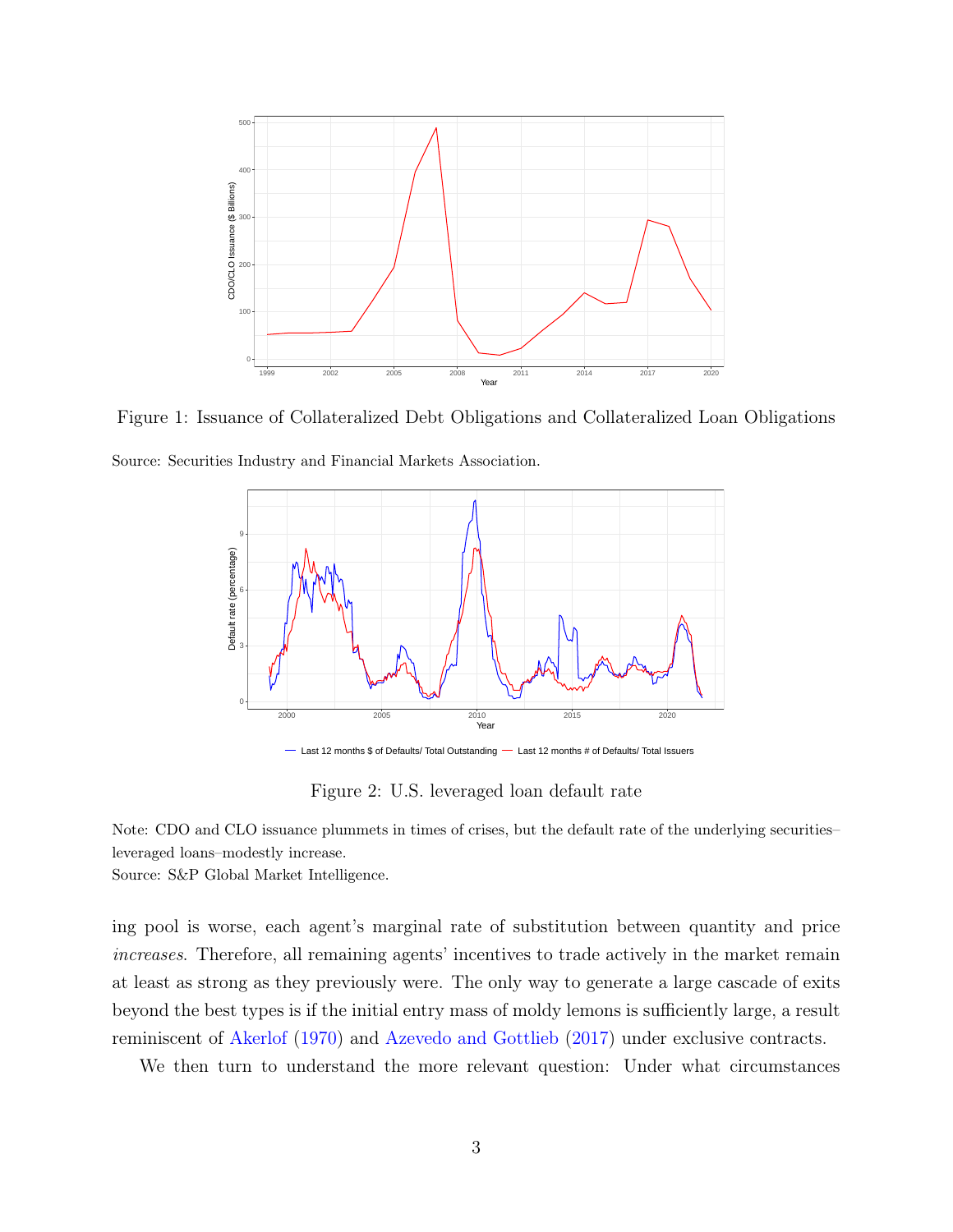Figure 1: Issuance of Collateralized Debt Obligations and Collateralized Loan Obligations

Source: Securities Industry and Financial Markets Association.

Figure 2: U.S. leveraged loan default rate

Note: CDO and CLO issuance plummets in times of crises, but the default rate of the underlying securities–leveraged loans–modestly increase.
Source: S&P Global Market Intelligence.

ing pool is worse, each agent's marginal rate of substitution between quantity and price *increases*. Therefore, all remaining agents' incentives to trade actively in the market remain at least as strong as they previously were. The only way to generate a large cascade of exits beyond the best types is if the initial entry mass of moldy lemons is sufficiently large, a result reminiscent of Akerlof (1970) and Azevedo and Gottlieb (2017) under exclusive contracts.

We then turn to understand the more relevant question: Under what circumstances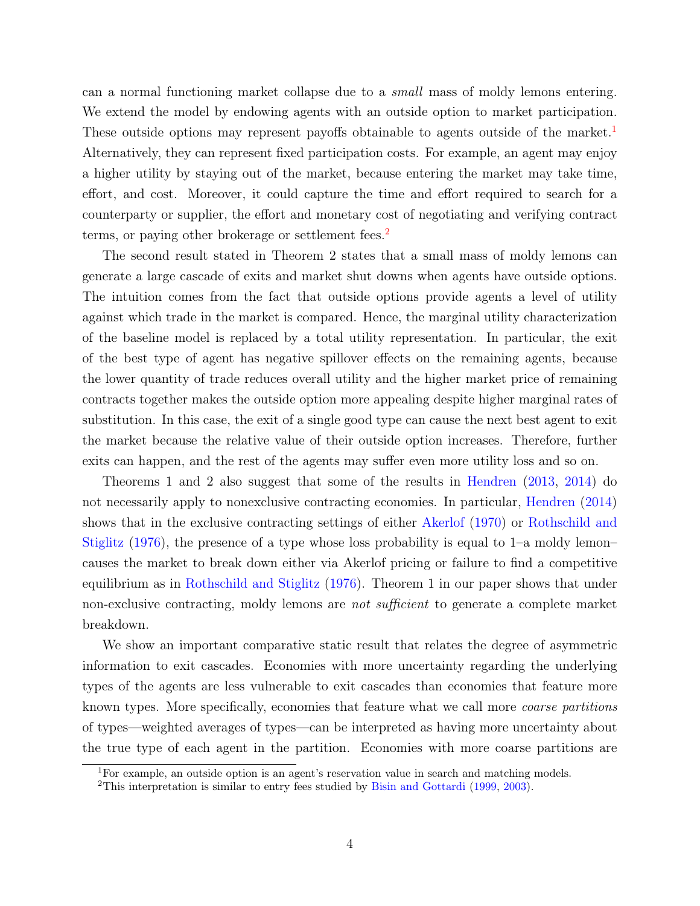can a normal functioning market collapse due to a *small* mass of moldy lemons entering. We extend the model by endowing agents with an outside option to market participation. These outside options may represent payoffs obtainable to agents outside of the market.[1] Alternatively, they can represent fixed participation costs. For example, an agent may enjoy a higher utility by staying out of the market, because entering the market may take time, effort, and cost. Moreover, it could capture the time and effort required to search for a counterparty or supplier, the effort and monetary cost of negotiating and verifying contract terms, or paying other brokerage or settlement fees.[2]

The second result stated in Theorem 2 states that a small mass of moldy lemons can generate a large cascade of exits and market shut downs when agents have outside options. The intuition comes from the fact that outside options provide agents a level of utility against which trade in the market is compared. Hence, the marginal utility characterization of the baseline model is replaced by a total utility representation. In particular, the exit of the best type of agent has negative spillover effects on the remaining agents, because the lower quantity of trade reduces overall utility and the higher market price of remaining contracts together makes the outside option more appealing despite higher marginal rates of substitution. In this case, the exit of a single good type can cause the next best agent to exit the market because the relative value of their outside option increases. Therefore, further exits can happen, and the rest of the agents may suffer even more utility loss and so on.

Theorems 1 and 2 also suggest that some of the results in Hendren (2013, 2014) do not necessarily apply to nonexclusive contracting economies. In particular, Hendren (2014) shows that in the exclusive contracting settings of either Akerlof (1970) or Rothschild and Stiglitz (1976), the presence of a type whose loss probability is equal to 1–a moldy lemon– causes the market to break down either via Akerlof pricing or failure to find a competitive equilibrium as in Rothschild and Stiglitz (1976). Theorem 1 in our paper shows that under non-exclusive contracting, moldy lemons are *not sufficient* to generate a complete market breakdown.

We show an important comparative static result that relates the degree of asymmetric information to exit cascades. Economies with more uncertainty regarding the underlying types of the agents are less vulnerable to exit cascades than economies that feature more known types. More specifically, economies that feature what we call more *coarse partitions* of types—weighted averages of types—can be interpreted as having more uncertainty about the true type of each agent in the partition. Economies with more coarse partitions are

[1]For example, an outside option is an agent's reservation value in search and matching models.

[2]This interpretation is similar to entry fees studied by Bisin and Gottardi (1999, 2003).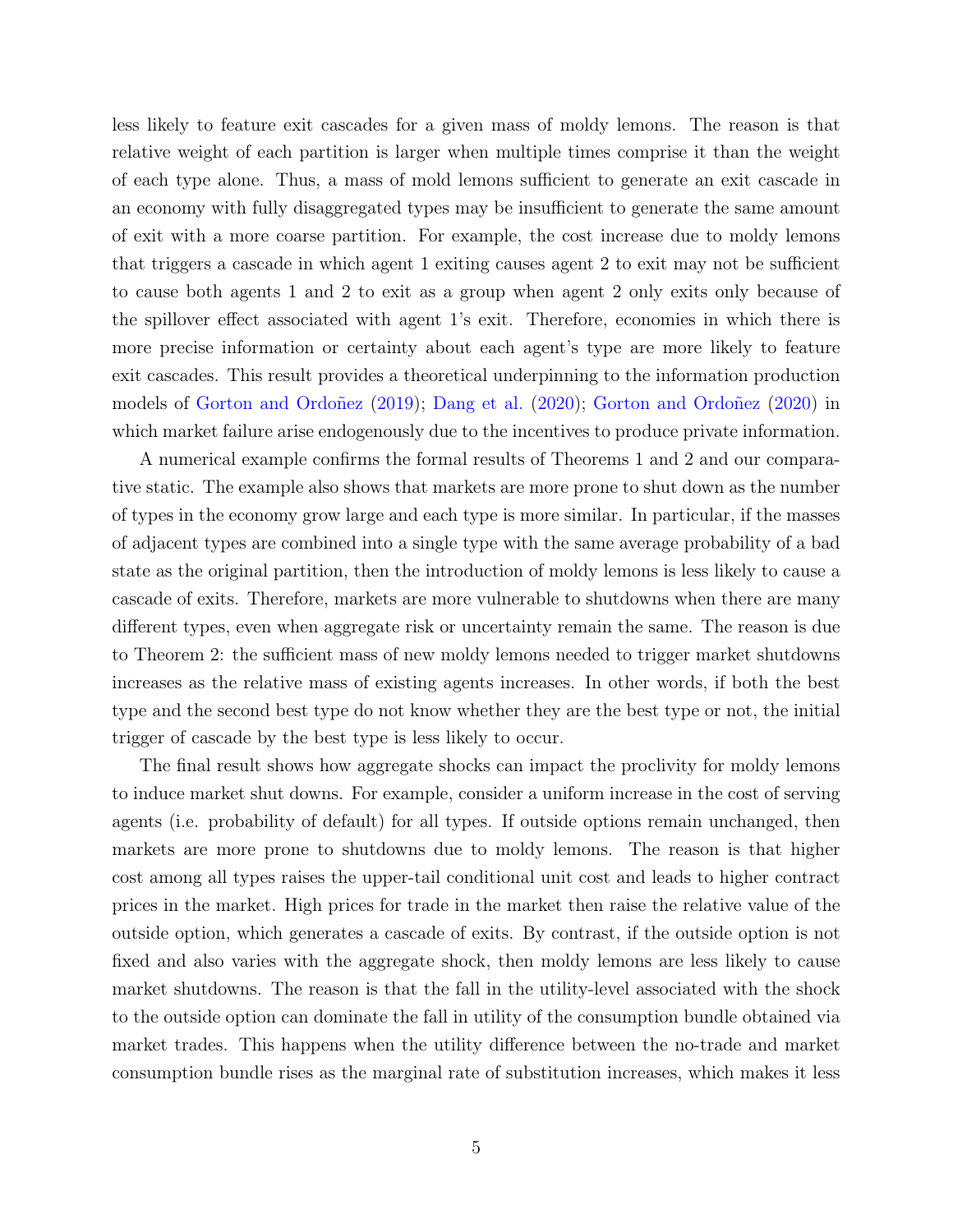less likely to feature exit cascades for a given mass of moldy lemons. The reason is that relative weight of each partition is larger when multiple times comprise it than the weight of each type alone. Thus, a mass of mold lemons sufficient to generate an exit cascade in an economy with fully disaggregated types may be insufficient to generate the same amount of exit with a more coarse partition. For example, the cost increase due to moldy lemons that triggers a cascade in which agent 1 exiting causes agent 2 to exit may not be sufficient to cause both agents 1 and 2 to exit as a group when agent 2 only exits only because of the spillover effect associated with agent 1's exit. Therefore, economies in which there is more precise information or certainty about each agent's type are more likely to feature exit cascades. This result provides a theoretical underpinning to the information production models of Gorton and Ordoñez (2019); Dang et al. (2020); Gorton and Ordoñez (2020) in which market failure arise endogenously due to the incentives to produce private information.

A numerical example confirms the formal results of Theorems 1 and 2 and our comparative static. The example also shows that markets are more prone to shut down as the number of types in the economy grow large and each type is more similar. In particular, if the masses of adjacent types are combined into a single type with the same average probability of a bad state as the original partition, then the introduction of moldy lemons is less likely to cause a cascade of exits. Therefore, markets are more vulnerable to shutdowns when there are many different types, even when aggregate risk or uncertainty remain the same. The reason is due to Theorem 2: the sufficient mass of new moldy lemons needed to trigger market shutdowns increases as the relative mass of existing agents increases. In other words, if both the best type and the second best type do not know whether they are the best type or not, the initial trigger of cascade by the best type is less likely to occur.

The final result shows how aggregate shocks can impact the proclivity for moldy lemons to induce market shut downs. For example, consider a uniform increase in the cost of serving agents (i.e. probability of default) for all types. If outside options remain unchanged, then markets are more prone to shutdowns due to moldy lemons. The reason is that higher cost among all types raises the upper-tail conditional unit cost and leads to higher contract prices in the market. High prices for trade in the market then raise the relative value of the outside option, which generates a cascade of exits. By contrast, if the outside option is not fixed and also varies with the aggregate shock, then moldy lemons are less likely to cause market shutdowns. The reason is that the fall in the utility-level associated with the shock to the outside option can dominate the fall in utility of the consumption bundle obtained via market trades. This happens when the utility difference between the no-trade and market consumption bundle rises as the marginal rate of substitution increases, which makes it less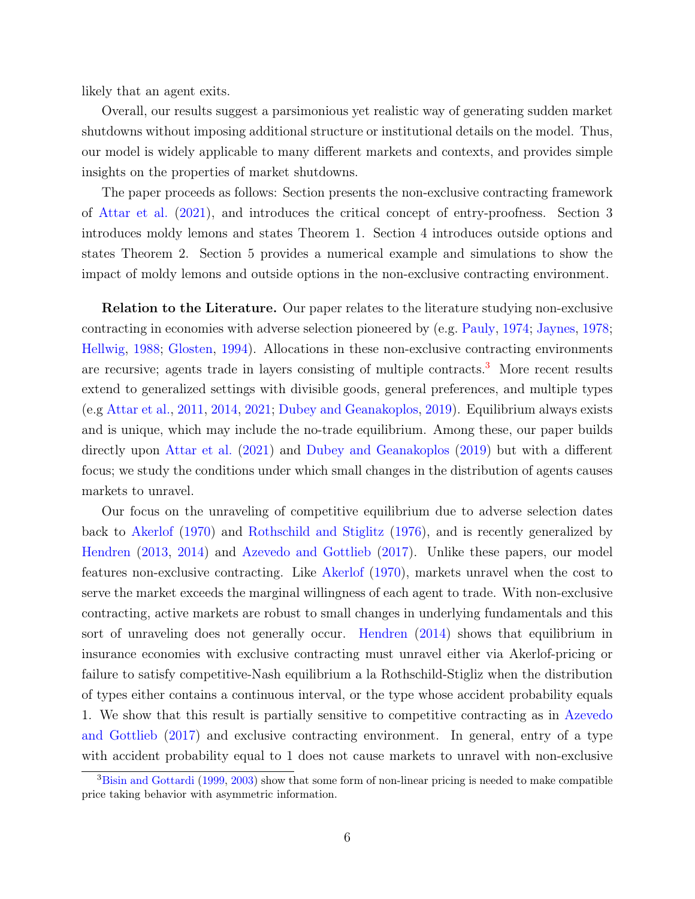likely that an agent exits.

Overall, our results suggest a parsimonious yet realistic way of generating sudden market shutdowns without imposing additional structure or institutional details on the model. Thus, our model is widely applicable to many different markets and contexts, and provides simple insights on the properties of market shutdowns.

The paper proceeds as follows: Section presents the non-exclusive contracting framework of Attar et al. (2021), and introduces the critical concept of entry-proofness. Section 3 introduces moldy lemons and states Theorem 1. Section 4 introduces outside options and states Theorem 2. Section 5 provides a numerical example and simulations to show the impact of moldy lemons and outside options in the non-exclusive contracting environment.

**Relation to the Literature.** Our paper relates to the literature studying non-exclusive contracting in economies with adverse selection pioneered by (e.g. Pauly, 1974; Jaynes, 1978; Hellwig, 1988; Glosten, 1994). Allocations in these non-exclusive contracting environments are recursive; agents trade in layers consisting of multiple contracts.[3] More recent results extend to generalized settings with divisible goods, general preferences, and multiple types (e.g Attar et al., 2011, 2014, 2021; Dubey and Geanakoplos, 2019). Equilibrium always exists and is unique, which may include the no-trade equilibrium. Among these, our paper builds directly upon Attar et al. (2021) and Dubey and Geanakoplos (2019) but with a different focus; we study the conditions under which small changes in the distribution of agents causes markets to unravel.

Our focus on the unraveling of competitive equilibrium due to adverse selection dates back to Akerlof (1970) and Rothschild and Stiglitz (1976), and is recently generalized by Hendren (2013, 2014) and Azevedo and Gottlieb (2017). Unlike these papers, our model features non-exclusive contracting. Like Akerlof (1970), markets unravel when the cost to serve the market exceeds the marginal willingness of each agent to trade. With non-exclusive contracting, active markets are robust to small changes in underlying fundamentals and this sort of unraveling does not generally occur. Hendren (2014) shows that equilibrium in insurance economies with exclusive contracting must unravel either via Akerlof-pricing or failure to satisfy competitive-Nash equilibrium a la Rothschild-Stigliz when the distribution of types either contains a continuous interval, or the type whose accident probability equals 1. We show that this result is partially sensitive to competitive contracting as in Azevedo and Gottlieb (2017) and exclusive contracting environment. In general, entry of a type with accident probability equal to 1 does not cause markets to unravel with non-exclusive

[3] Bisin and Gottardi (1999, 2003) show that some form of non-linear pricing is needed to make compatible price taking behavior with asymmetric information.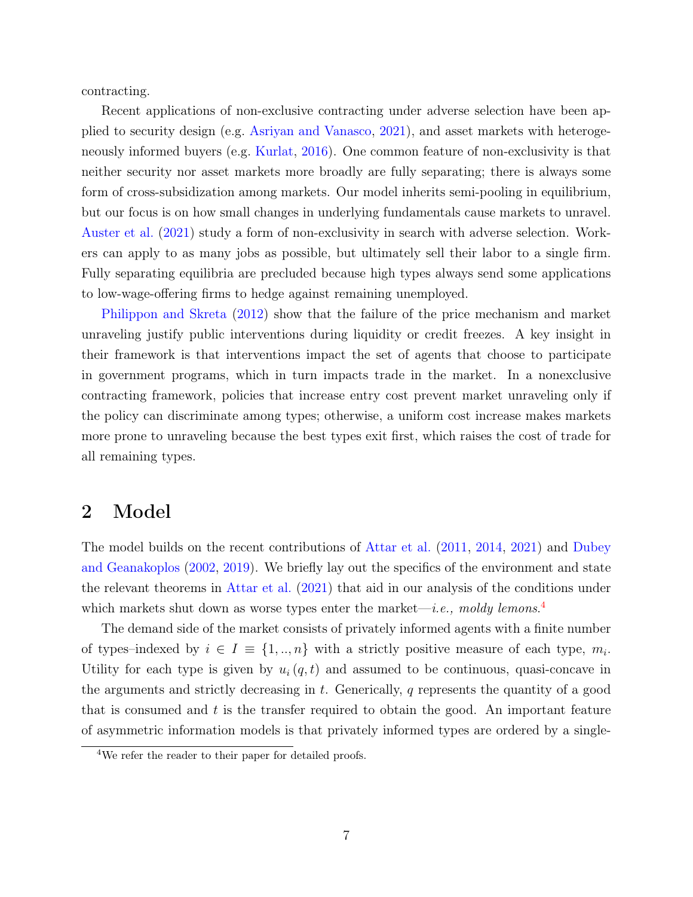contracting.

Recent applications of non-exclusive contracting under adverse selection have been applied to security design (e.g. Asriyan and Vanasco, 2021), and asset markets with heterogeneously informed buyers (e.g. Kurlat, 2016). One common feature of non-exclusivity is that neither security nor asset markets more broadly are fully separating; there is always some form of cross-subsidization among markets. Our model inherits semi-pooling in equilibrium, but our focus is on how small changes in underlying fundamentals cause markets to unravel. Auster et al. (2021) study a form of non-exclusivity in search with adverse selection. Workers can apply to as many jobs as possible, but ultimately sell their labor to a single firm. Fully separating equilibria are precluded because high types always send some applications to low-wage-offering firms to hedge against remaining unemployed.

Philippon and Skreta (2012) show that the failure of the price mechanism and market unraveling justify public interventions during liquidity or credit freezes. A key insight in their framework is that interventions impact the set of agents that choose to participate in government programs, which in turn impacts trade in the market. In a nonexclusive contracting framework, policies that increase entry cost prevent market unraveling only if the policy can discriminate among types; otherwise, a uniform cost increase makes markets more prone to unraveling because the best types exit first, which raises the cost of trade for all remaining types.

## 2 Model

The model builds on the recent contributions of Attar et al. (2011, 2014, 2021) and Dubey and Geanakoplos (2002, 2019). We briefly lay out the specifics of the environment and state the relevant theorems in Attar et al. (2021) that aid in our analysis of the conditions under which markets shut down as worse types enter the market—*i.e., moldy lemons*.[4]

The demand side of the market consists of privately informed agents with a finite number of types–indexed by $i \in I \equiv \{1, .., n\}$ with a strictly positive measure of each type, $m_i$. Utility for each type is given by $u_i(q, t)$ and assumed to be continuous, quasi-concave in the arguments and strictly decreasing in $t$. Generically, $q$ represents the quantity of a good that is consumed and $t$ is the transfer required to obtain the good. An important feature of asymmetric information models is that privately informed types are ordered by a single-

[4]We refer the reader to their paper for detailed proofs.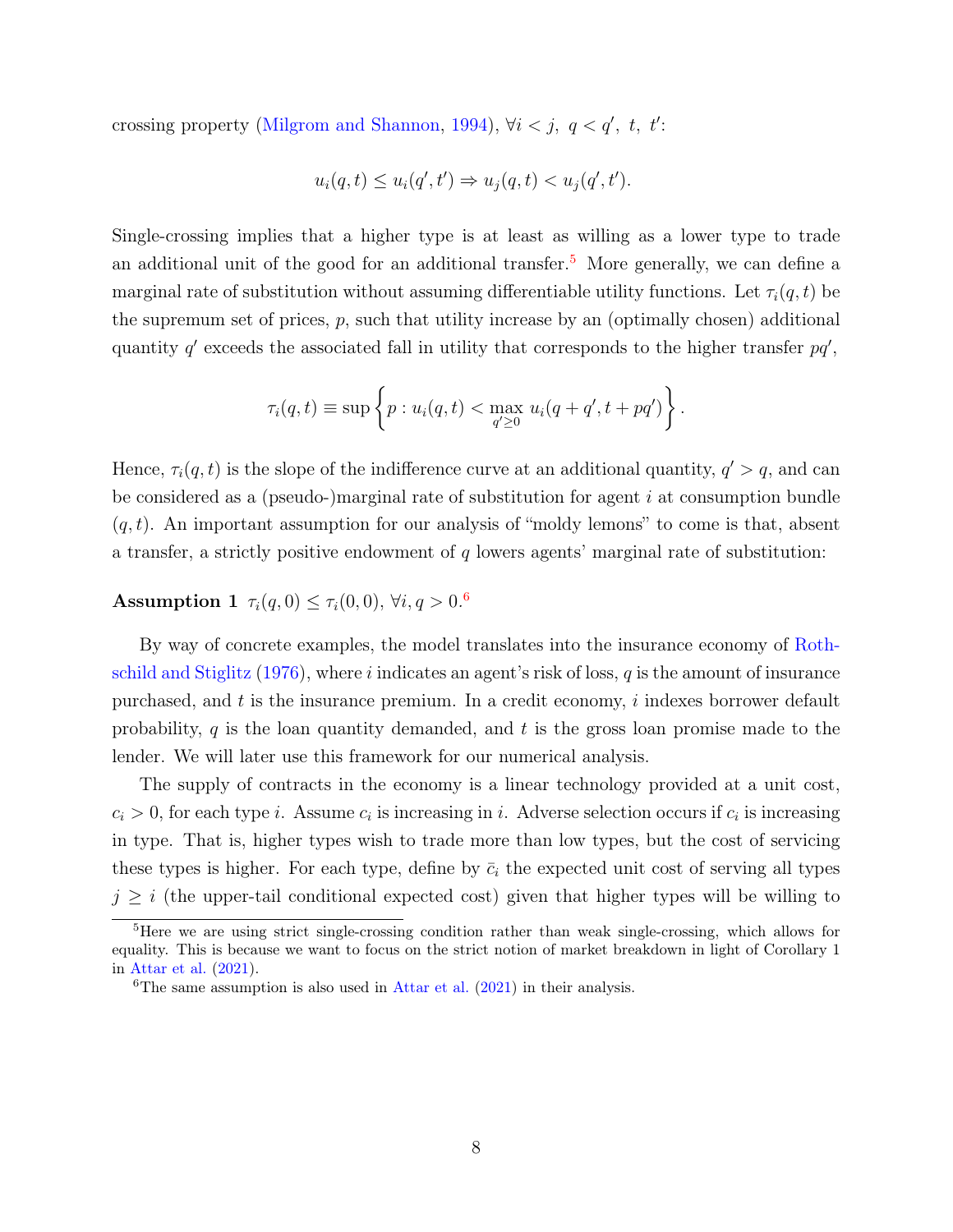crossing property (Milgrom and Shannon, 1994), $\forall i < j,\ q < q',\ t,\ t'$:

$$u_i(q,t) \leq u_i(q',t') \Rightarrow u_j(q,t) < u_j(q',t').$$

Single-crossing implies that a higher type is at least as willing as a lower type to trade an additional unit of the good for an additional transfer.[5] More generally, we can define a marginal rate of substitution without assuming differentiable utility functions. Let $\tau_i(q,t)$ be the supremum set of prices, $p$, such that utility increase by an (optimally chosen) additional quantity $q'$ exceeds the associated fall in utility that corresponds to the higher transfer $pq'$,

$$\tau_i(q,t) \equiv \sup \left\{ p : u_i(q,t) < \max_{q' \geq 0} u_i(q+q', t+pq') \right\}.$$

Hence, $\tau_i(q,t)$ is the slope of the indifference curve at an additional quantity, $q' > q$, and can be considered as a (pseudo-)marginal rate of substitution for agent $i$ at consumption bundle $(q,t)$. An important assumption for our analysis of "moldy lemons" to come is that, absent a transfer, a strictly positive endowment of $q$ lowers agents' marginal rate of substitution:

**Assumption 1** $\tau_i(q,0) \leq \tau_i(0,0)$, $\forall i, q > 0$.[6]

By way of concrete examples, the model translates into the insurance economy of Rothschild and Stiglitz (1976), where $i$ indicates an agent's risk of loss, $q$ is the amount of insurance purchased, and $t$ is the insurance premium. In a credit economy, $i$ indexes borrower default probability, $q$ is the loan quantity demanded, and $t$ is the gross loan promise made to the lender. We will later use this framework for our numerical analysis.

The supply of contracts in the economy is a linear technology provided at a unit cost, $c_i > 0$, for each type $i$. Assume $c_i$ is increasing in $i$. Adverse selection occurs if $c_i$ is increasing in type. That is, higher types wish to trade more than low types, but the cost of servicing these types is higher. For each type, define by $\bar{c}_i$ the expected unit cost of serving all types $j \geq i$ (the upper-tail conditional expected cost) given that higher types will be willing to

[5] Here we are using strict single-crossing condition rather than weak single-crossing, which allows for equality. This is because we want to focus on the strict notion of market breakdown in light of Corollary 1 in Attar et al. (2021).

[6] The same assumption is also used in Attar et al. (2021) in their analysis.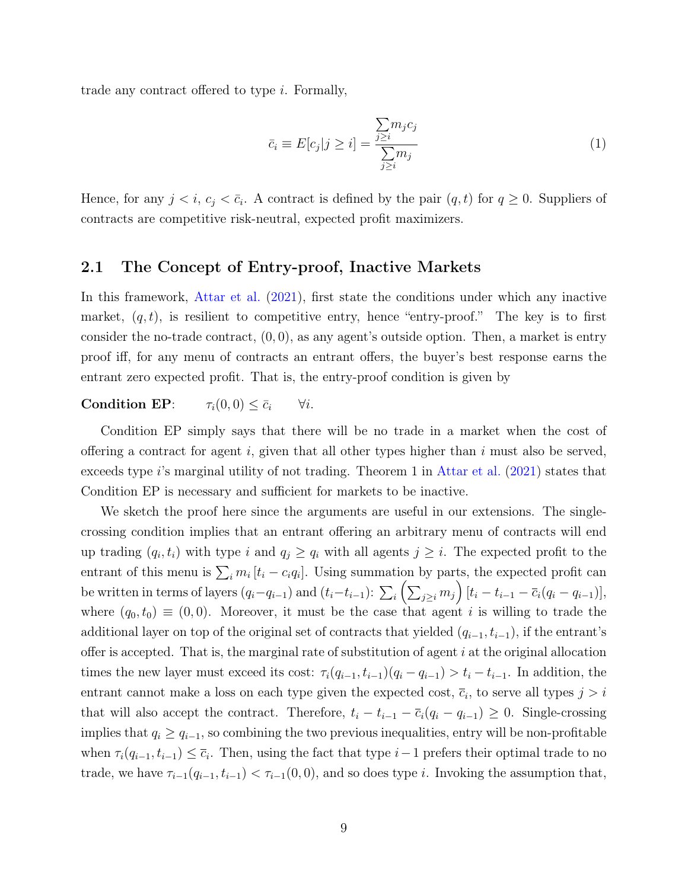trade any contract offered to type $i$. Formally,

$$\bar{c}_i \equiv E[c_j | j \geq i] = \frac{\sum_{j \geq i} m_j c_j}{\sum_{j \geq i} m_j} \tag{1}$$

Hence, for any $j < i$, $c_j < \bar{c}_i$. A contract is defined by the pair $(q, t)$ for $q \geq 0$. Suppliers of contracts are competitive risk-neutral, expected profit maximizers.

## 2.1 The Concept of Entry-proof, Inactive Markets

In this framework, Attar et al. (2021), first state the conditions under which any inactive market, $(q, t)$, is resilient to competitive entry, hence "entry-proof." The key is to first consider the no-trade contract, $(0, 0)$, as any agent's outside option. Then, a market is entry proof iff, for any menu of contracts an entrant offers, the buyer's best response earns the entrant zero expected profit. That is, the entry-proof condition is given by

**Condition EP**: $\quad \tau_i(0, 0) \leq \bar{c}_i \quad \forall i.$

Condition EP simply says that there will be no trade in a market when the cost of offering a contract for agent $i$, given that all other types higher than $i$ must also be served, exceeds type $i$'s marginal utility of not trading. Theorem 1 in Attar et al. (2021) states that Condition EP is necessary and sufficient for markets to be inactive.

We sketch the proof here since the arguments are useful in our extensions. The single-crossing condition implies that an entrant offering an arbitrary menu of contracts will end up trading $(q_i, t_i)$ with type $i$ and $q_j \geq q_i$ with all agents $j \geq i$. The expected profit to the entrant of this menu is $\sum_i m_i [t_i - c_i q_i]$. Using summation by parts, the expected profit can be written in terms of layers $(q_i - q_{i-1})$ and $(t_i - t_{i-1})$: $\sum_i \left(\sum_{j \geq i} m_j\right) [t_i - t_{i-1} - \bar{c}_i(q_i - q_{i-1})]$, where $(q_0, t_0) \equiv (0, 0)$. Moreover, it must be the case that agent $i$ is willing to trade the additional layer on top of the original set of contracts that yielded $(q_{i-1}, t_{i-1})$, if the entrant's offer is accepted. That is, the marginal rate of substitution of agent $i$ at the original allocation times the new layer must exceed its cost: $\tau_i(q_{i-1}, t_{i-1})(q_i - q_{i-1}) > t_i - t_{i-1}$. In addition, the entrant cannot make a loss on each type given the expected cost, $\bar{c}_i$, to serve all types $j > i$ that will also accept the contract. Therefore, $t_i - t_{i-1} - \bar{c}_i(q_i - q_{i-1}) \geq 0$. Single-crossing implies that $q_i \geq q_{i-1}$, so combining the two previous inequalities, entry will be non-profitable when $\tau_i(q_{i-1}, t_{i-1}) \leq \bar{c}_i$. Then, using the fact that type $i-1$ prefers their optimal trade to no trade, we have $\tau_{i-1}(q_{i-1}, t_{i-1}) < \tau_{i-1}(0, 0)$, and so does type $i$. Invoking the assumption that,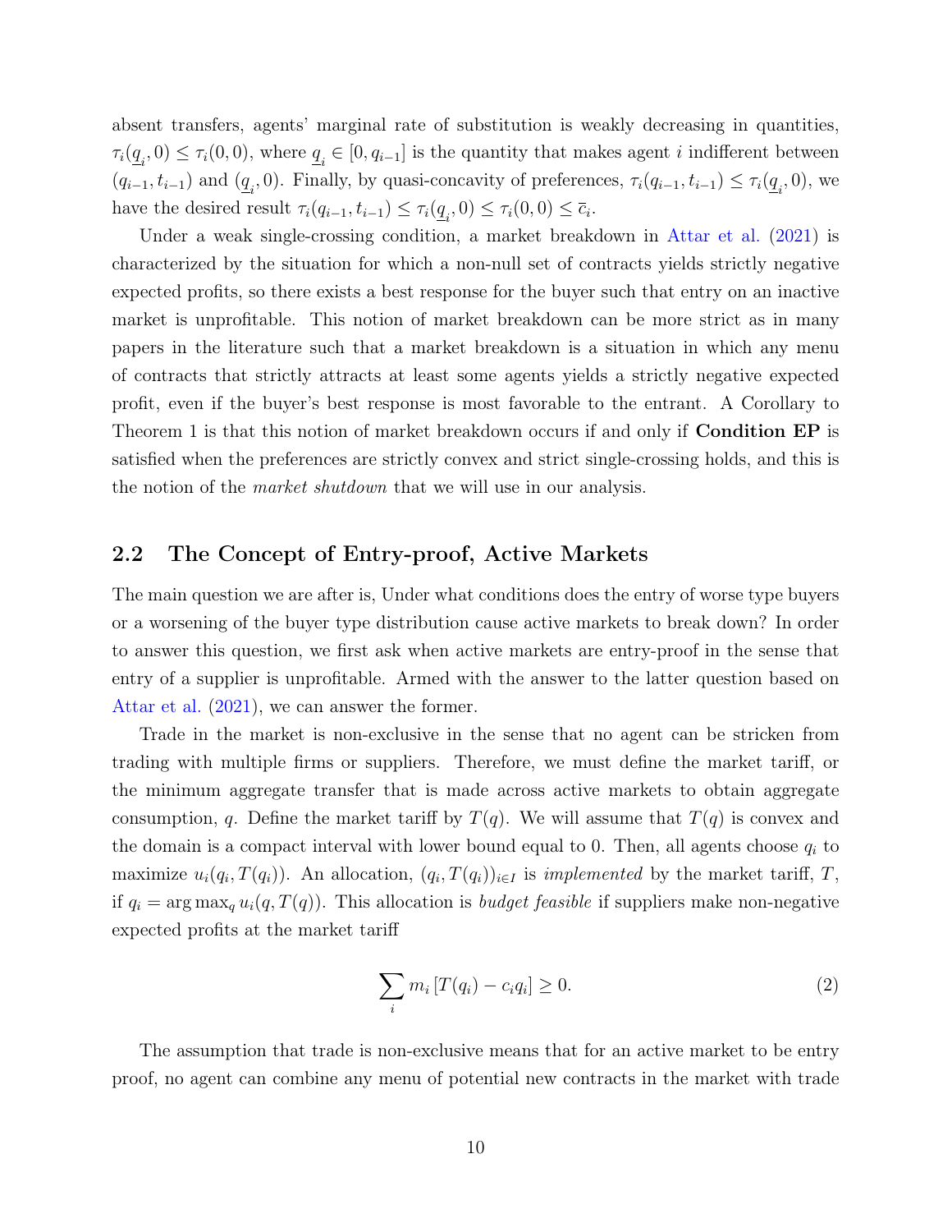absent transfers, agents' marginal rate of substitution is weakly decreasing in quantities, $\tau_i(\underline{q}_i, 0) \leq \tau_i(0,0)$, where $\underline{q}_i \in [0, q_{i-1}]$ is the quantity that makes agent $i$ indifferent between $(q_{i-1}, t_{i-1})$ and $(\underline{q}_i, 0)$. Finally, by quasi-concavity of preferences, $\tau_i(q_{i-1}, t_{i-1}) \leq \tau_i(\underline{q}_i, 0)$, we have the desired result $\tau_i(q_{i-1}, t_{i-1}) \leq \tau_i(\underline{q}_i, 0) \leq \tau_i(0,0) \leq \bar{c}_i$.

Under a weak single-crossing condition, a market breakdown in Attar et al. (2021) is characterized by the situation for which a non-null set of contracts yields strictly negative expected profits, so there exists a best response for the buyer such that entry on an inactive market is unprofitable. This notion of market breakdown can be more strict as in many papers in the literature such that a market breakdown is a situation in which any menu of contracts that strictly attracts at least some agents yields a strictly negative expected profit, even if the buyer's best response is most favorable to the entrant. A Corollary to Theorem 1 is that this notion of market breakdown occurs if and only if **Condition EP** is satisfied when the preferences are strictly convex and strict single-crossing holds, and this is the notion of the *market shutdown* that we will use in our analysis.

## 2.2 The Concept of Entry-proof, Active Markets

The main question we are after is, Under what conditions does the entry of worse type buyers or a worsening of the buyer type distribution cause active markets to break down? In order to answer this question, we first ask when active markets are entry-proof in the sense that entry of a supplier is unprofitable. Armed with the answer to the latter question based on Attar et al. (2021), we can answer the former.

Trade in the market is non-exclusive in the sense that no agent can be stricken from trading with multiple firms or suppliers. Therefore, we must define the market tariff, or the minimum aggregate transfer that is made across active markets to obtain aggregate consumption, $q$. Define the market tariff by $T(q)$. We will assume that $T(q)$ is convex and the domain is a compact interval with lower bound equal to 0. Then, all agents choose $q_i$ to maximize $u_i(q_i, T(q_i))$. An allocation, $(q_i, T(q_i))_{i \in I}$ is *implemented* by the market tariff, $T$, if $q_i = \arg\max_q u_i(q, T(q))$. This allocation is *budget feasible* if suppliers make non-negative expected profits at the market tariff

$$\sum_i m_i \left[T(q_i) - c_i q_i\right] \geq 0. \tag{2}$$

The assumption that trade is non-exclusive means that for an active market to be entry proof, no agent can combine any menu of potential new contracts in the market with trade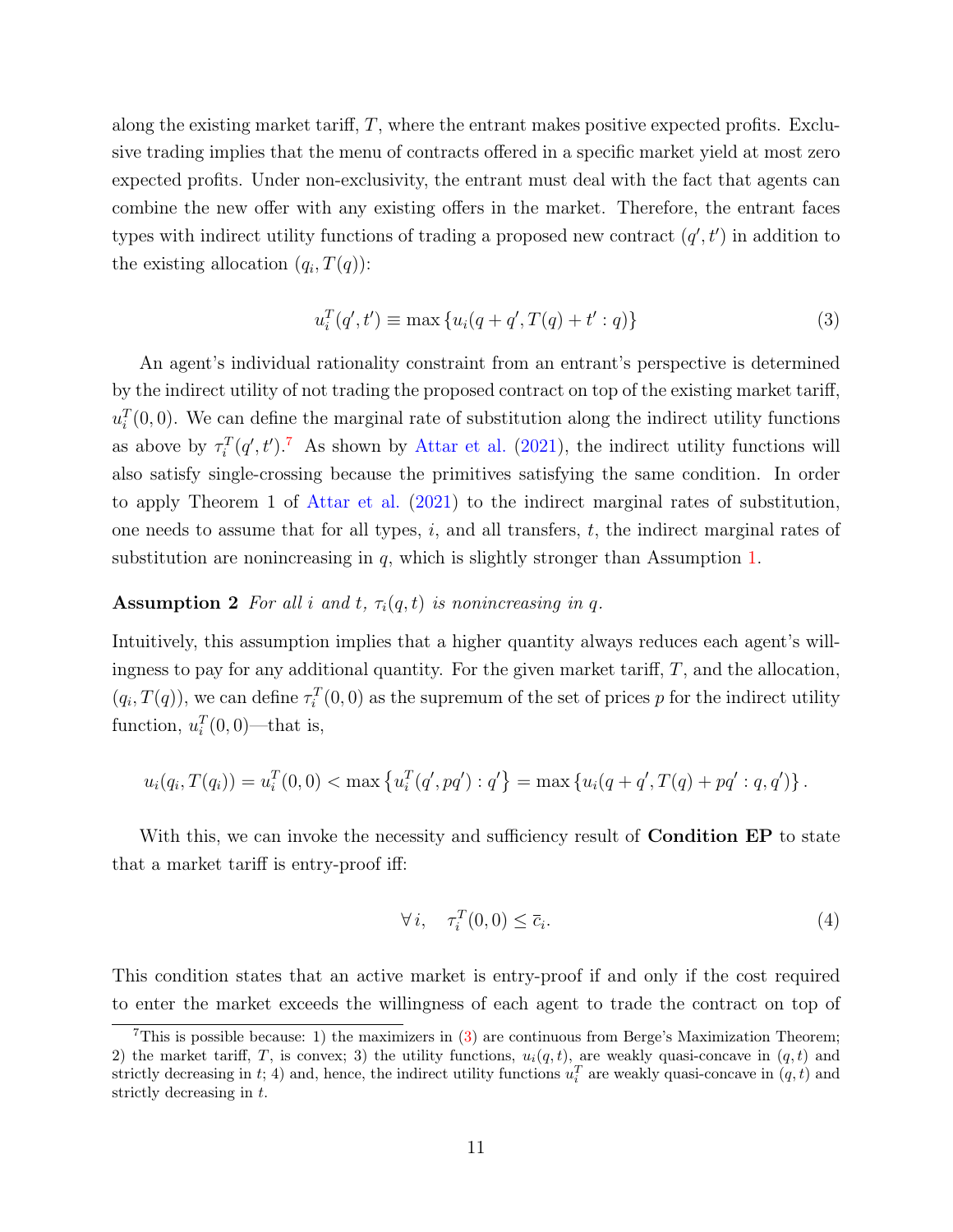along the existing market tariff, $T$, where the entrant makes positive expected profits. Exclusive trading implies that the menu of contracts offered in a specific market yield at most zero expected profits. Under non-exclusivity, the entrant must deal with the fact that agents can combine the new offer with any existing offers in the market. Therefore, the entrant faces types with indirect utility functions of trading a proposed new contract $(q', t')$ in addition to the existing allocation $(q_i, T(q))$:

$$u_i^T(q', t') \equiv \max \{u_i(q + q', T(q) + t' : q)\} \tag{3}$$

An agent's individual rationality constraint from an entrant's perspective is determined by the indirect utility of not trading the proposed contract on top of the existing market tariff, $u_i^T(0, 0)$. We can define the marginal rate of substitution along the indirect utility functions as above by $\tau_i^T(q', t')$.[7] As shown by Attar et al. (2021), the indirect utility functions will also satisfy single-crossing because the primitives satisfying the same condition. In order to apply Theorem 1 of Attar et al. (2021) to the indirect marginal rates of substitution, one needs to assume that for all types, $i$, and all transfers, $t$, the indirect marginal rates of substitution are nonincreasing in $q$, which is slightly stronger than Assumption 1.

**Assumption 2** *For all $i$ and $t$, $\tau_i(q, t)$ is nonincreasing in $q$.*

Intuitively, this assumption implies that a higher quantity always reduces each agent's willingness to pay for any additional quantity. For the given market tariff, $T$, and the allocation, $(q_i, T(q))$, we can define $\tau_i^T(0, 0)$ as the supremum of the set of prices $p$ for the indirect utility function, $u_i^T(0, 0)$—that is,

$$u_i(q_i, T(q_i)) = u_i^T(0, 0) < \max \left\{u_i^T(q', pq') : q'\right\} = \max \left\{u_i(q + q', T(q) + pq' : q, q')\right\}.$$

With this, we can invoke the necessity and sufficiency result of **Condition EP** to state that a market tariff is entry-proof iff:

$$\forall\, i, \quad \tau_i^T(0, 0) \leq \bar{c}_i. \tag{4}$$

This condition states that an active market is entry-proof if and only if the cost required to enter the market exceeds the willingness of each agent to trade the contract on top of

[7] This is possible because: 1) the maximizers in (3) are continuous from Berge's Maximization Theorem; 2) the market tariff, $T$, is convex; 3) the utility functions, $u_i(q, t)$, are weakly quasi-concave in $(q, t)$ and strictly decreasing in $t$; 4) and, hence, the indirect utility functions $u_i^T$ are weakly quasi-concave in $(q, t)$ and strictly decreasing in $t$.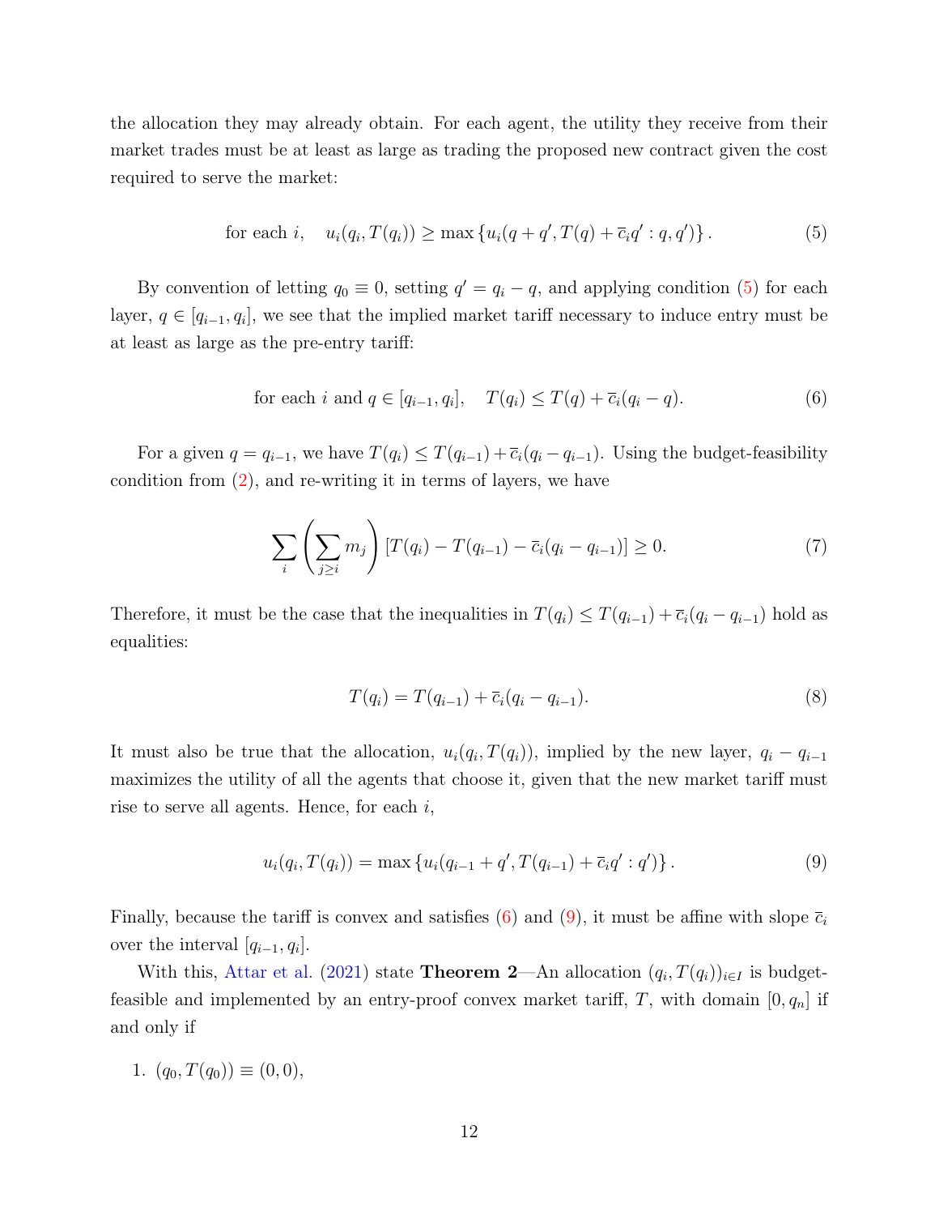the allocation they may already obtain. For each agent, the utility they receive from their market trades must be at least as large as trading the proposed new contract given the cost required to serve the market:

$$\text{for each } i, \quad u_i(q_i, T(q_i)) \geq \max\left\{u_i(q + q', T(q) + \bar{c}_i q' : q, q')\right\}. \tag{5}$$

By convention of letting $q_0 \equiv 0$, setting $q' = q_i - q$, and applying condition (5) for each layer, $q \in [q_{i-1}, q_i]$, we see that the implied market tariff necessary to induce entry must be at least as large as the pre-entry tariff:

$$\text{for each } i \text{ and } q \in [q_{i-1}, q_i], \quad T(q_i) \leq T(q) + \bar{c}_i(q_i - q). \tag{6}$$

For a given $q = q_{i-1}$, we have $T(q_i) \leq T(q_{i-1}) + \bar{c}_i(q_i - q_{i-1})$. Using the budget-feasibility condition from (2), and re-writing it in terms of layers, we have

$$\sum_i \left(\sum_{j \geq i} m_j\right) [T(q_i) - T(q_{i-1}) - \bar{c}_i(q_i - q_{i-1})] \geq 0. \tag{7}$$

Therefore, it must be the case that the inequalities in $T(q_i) \leq T(q_{i-1}) + \bar{c}_i(q_i - q_{i-1})$ hold as equalities:

$$T(q_i) = T(q_{i-1}) + \bar{c}_i(q_i - q_{i-1}). \tag{8}$$

It must also be true that the allocation, $u_i(q_i, T(q_i))$, implied by the new layer, $q_i - q_{i-1}$ maximizes the utility of all the agents that choose it, given that the new market tariff must rise to serve all agents. Hence, for each $i$,

$$u_i(q_i, T(q_i)) = \max\left\{u_i(q_{i-1} + q', T(q_{i-1}) + \bar{c}_i q' : q')\right\}. \tag{9}$$

Finally, because the tariff is convex and satisfies (6) and (9), it must be affine with slope $\bar{c}_i$ over the interval $[q_{i-1}, q_i]$.

With this, Attar et al. (2021) state **Theorem 2**—An allocation $(q_i, T(q_i))_{i \in I}$ is budget-feasible and implemented by an entry-proof convex market tariff, $T$, with domain $[0, q_n]$ if and only if

1. $(q_0, T(q_0)) \equiv (0, 0)$,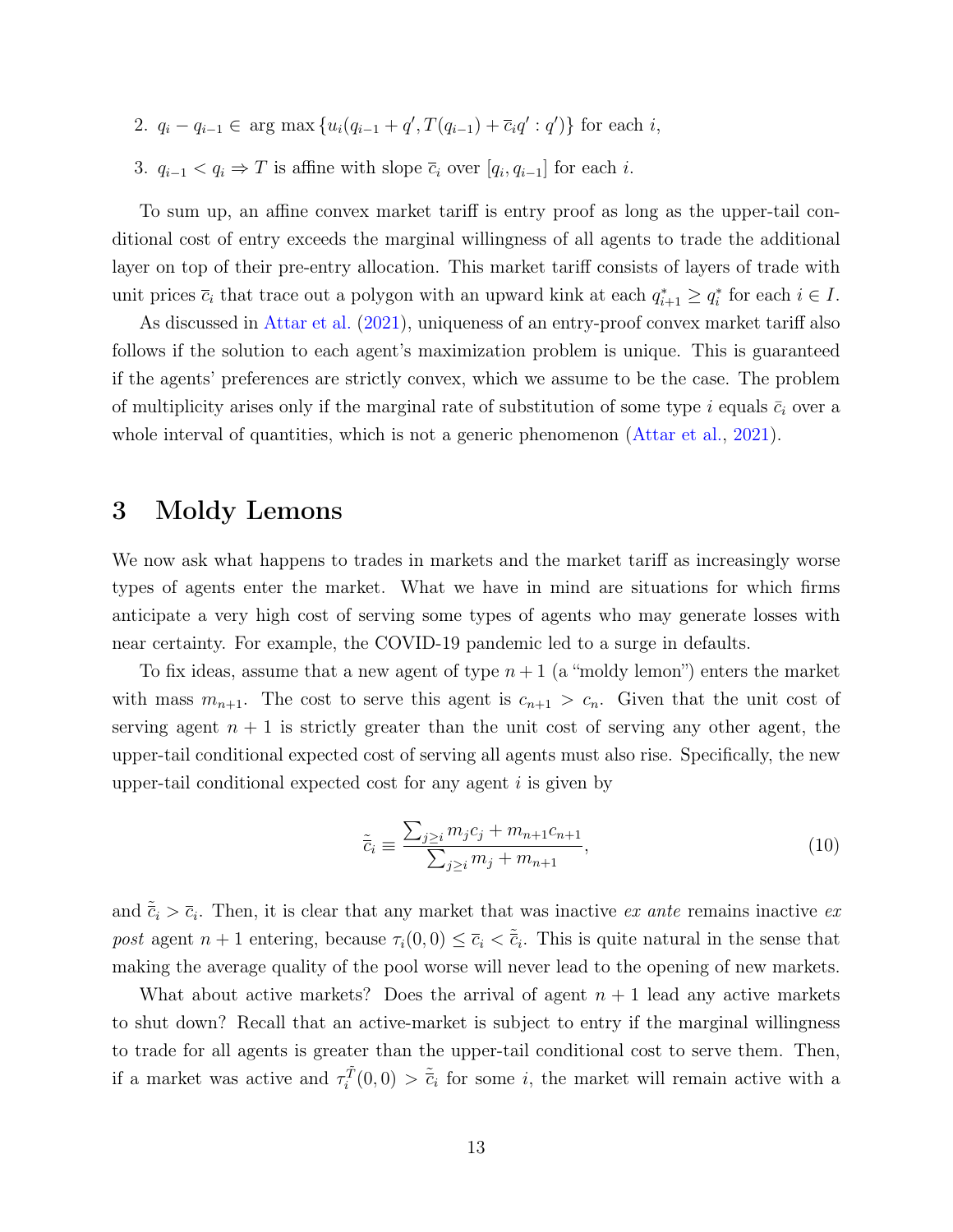2. $q_i - q_{i-1} \in \arg\max \{u_i(q_{i-1} + q', T(q_{i-1}) + \overline{c}_i q' : q')\}$ for each $i$,

3. $q_{i-1} < q_i \Rightarrow T$ is affine with slope $\overline{c}_i$ over $[q_i, q_{i-1}]$ for each $i$.

To sum up, an affine convex market tariff is entry proof as long as the upper-tail conditional cost of entry exceeds the marginal willingness of all agents to trade the additional layer on top of their pre-entry allocation. This market tariff consists of layers of trade with unit prices $\overline{c}_i$ that trace out a polygon with an upward kink at each $q^*_{i+1} \geq q^*_i$ for each $i \in I$.

As discussed in Attar et al. (2021), uniqueness of an entry-proof convex market tariff also follows if the solution to each agent's maximization problem is unique. This is guaranteed if the agents' preferences are strictly convex, which we assume to be the case. The problem of multiplicity arises only if the marginal rate of substitution of some type $i$ equals $\bar{c}_i$ over a whole interval of quantities, which is not a generic phenomenon (Attar et al., 2021).

# 3 Moldy Lemons

We now ask what happens to trades in markets and the market tariff as increasingly worse types of agents enter the market. What we have in mind are situations for which firms anticipate a very high cost of serving some types of agents who may generate losses with near certainty. For example, the COVID-19 pandemic led to a surge in defaults.

To fix ideas, assume that a new agent of type $n+1$ (a "moldy lemon") enters the market with mass $m_{n+1}$. The cost to serve this agent is $c_{n+1} > c_n$. Given that the unit cost of serving agent $n+1$ is strictly greater than the unit cost of serving any other agent, the upper-tail conditional expected cost of serving all agents must also rise. Specifically, the new upper-tail conditional expected cost for any agent $i$ is given by

$$\tilde{\bar{c}}_i \equiv \frac{\sum_{j \geq i} m_j c_j + m_{n+1} c_{n+1}}{\sum_{j \geq i} m_j + m_{n+1}}, \tag{10}$$

and $\tilde{\bar{c}}_i > \bar{c}_i$. Then, it is clear that any market that was inactive *ex ante* remains inactive *ex post* agent $n+1$ entering, because $\tau_i(0,0) \leq \overline{c}_i < \tilde{\bar{c}}_i$. This is quite natural in the sense that making the average quality of the pool worse will never lead to the opening of new markets.

What about active markets? Does the arrival of agent $n+1$ lead any active markets to shut down? Recall that an active-market is subject to entry if the marginal willingness to trade for all agents is greater than the upper-tail conditional cost to serve them. Then, if a market was active and $\tau_i^{\tilde{T}}(0,0) > \tilde{\bar{c}}_i$ for some $i$, the market will remain active with a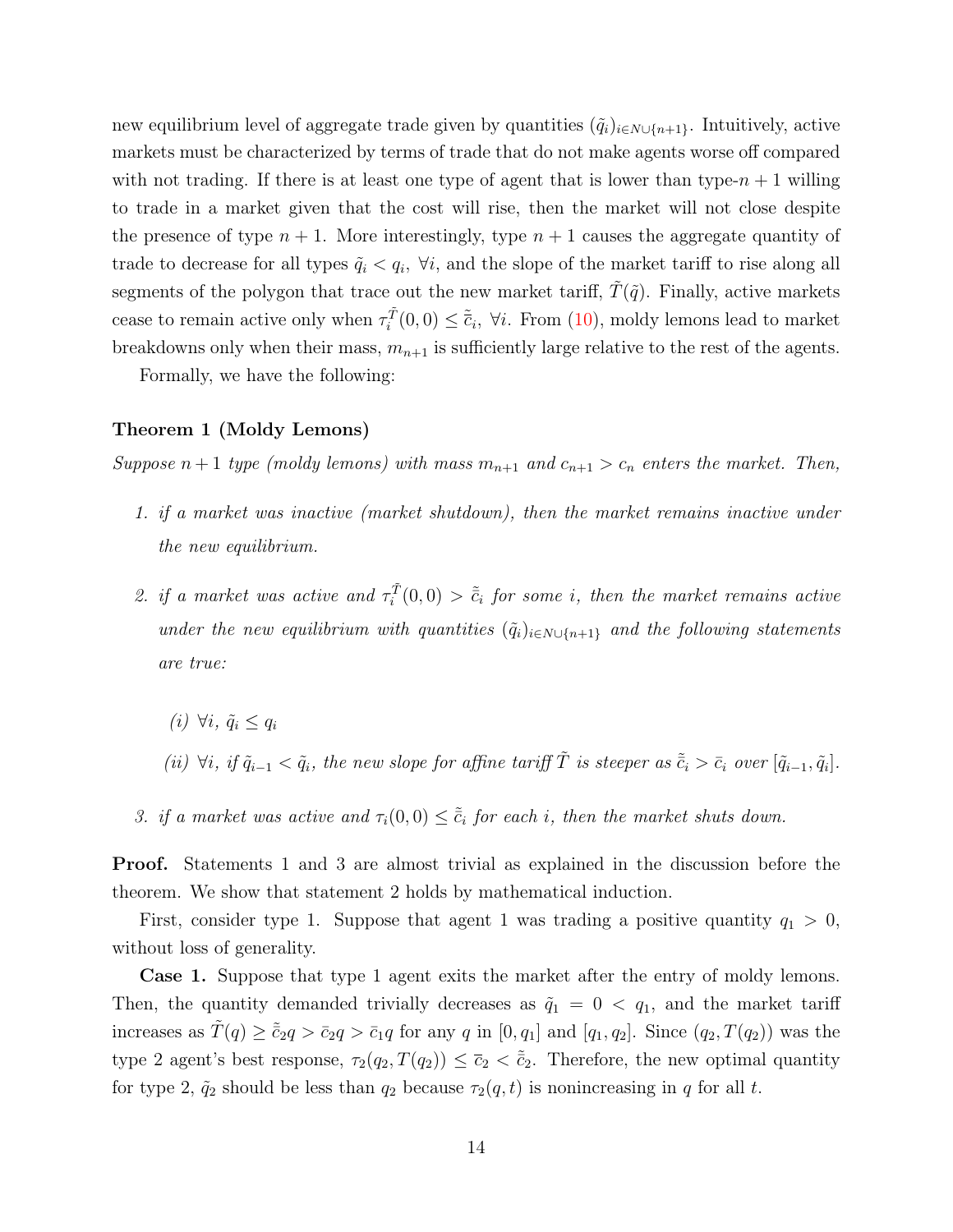new equilibrium level of aggregate trade given by quantities $(\tilde{q}_i)_{i \in N \cup \{n+1\}}$. Intuitively, active markets must be characterized by terms of trade that do not make agents worse off compared with not trading. If there is at least one type of agent that is lower than type-$n+1$ willing to trade in a market given that the cost will rise, then the market will not close despite the presence of type $n+1$. More interestingly, type $n+1$ causes the aggregate quantity of trade to decrease for all types $\tilde{q}_i < q_i$, $\forall i$, and the slope of the market tariff to rise along all segments of the polygon that trace out the new market tariff, $\tilde{T}(\tilde{q})$. Finally, active markets cease to remain active only when $\tau_i^{\tilde{T}}(0,0) \leq \tilde{\bar{c}}_i$, $\forall i$. From (10), moldy lemons lead to market breakdowns only when their mass, $m_{n+1}$ is sufficiently large relative to the rest of the agents.

Formally, we have the following:

**Theorem 1 (Moldy Lemons)**

*Suppose $n+1$ type (moldy lemons) with mass $m_{n+1}$ and $c_{n+1} > c_n$ enters the market. Then,*

1. *if a market was inactive (market shutdown), then the market remains inactive under the new equilibrium.*
2. *if a market was active and $\tau_i^{\tilde{T}}(0,0) > \tilde{\bar{c}}_i$ for some $i$, then the market remains active under the new equilibrium with quantities $(\tilde{q}_i)_{i \in N \cup \{n+1\}}$ and the following statements are true:*
   - *(i) $\forall i$, $\tilde{q}_i \leq q_i$*
   - *(ii) $\forall i$, if $\tilde{q}_{i-1} < \tilde{q}_i$, the new slope for affine tariff $\tilde{T}$ is steeper as $\tilde{\bar{c}}_i > \bar{c}_i$ over $[\tilde{q}_{i-1}, \tilde{q}_i]$.*
3. *if a market was active and $\tau_i(0,0) \leq \tilde{\bar{c}}_i$ for each $i$, then the market shuts down.*

**Proof.** Statements 1 and 3 are almost trivial as explained in the discussion before the theorem. We show that statement 2 holds by mathematical induction.

First, consider type 1. Suppose that agent 1 was trading a positive quantity $q_1 > 0$, without loss of generality.

**Case 1.** Suppose that type 1 agent exits the market after the entry of moldy lemons. Then, the quantity demanded trivially decreases as $\tilde{q}_1 = 0 < q_1$, and the market tariff increases as $\tilde{T}(q) \geq \tilde{\bar{c}}_2 q > \bar{c}_2 q > \bar{c}_1 q$ for any $q$ in $[0, q_1]$ and $[q_1, q_2]$. Since $(q_2, T(q_2))$ was the type 2 agent's best response, $\tau_2(q_2, T(q_2)) \leq \bar{c}_2 < \tilde{\bar{c}}_2$. Therefore, the new optimal quantity for type 2, $\tilde{q}_2$ should be less than $q_2$ because $\tau_2(q,t)$ is nonincreasing in $q$ for all $t$.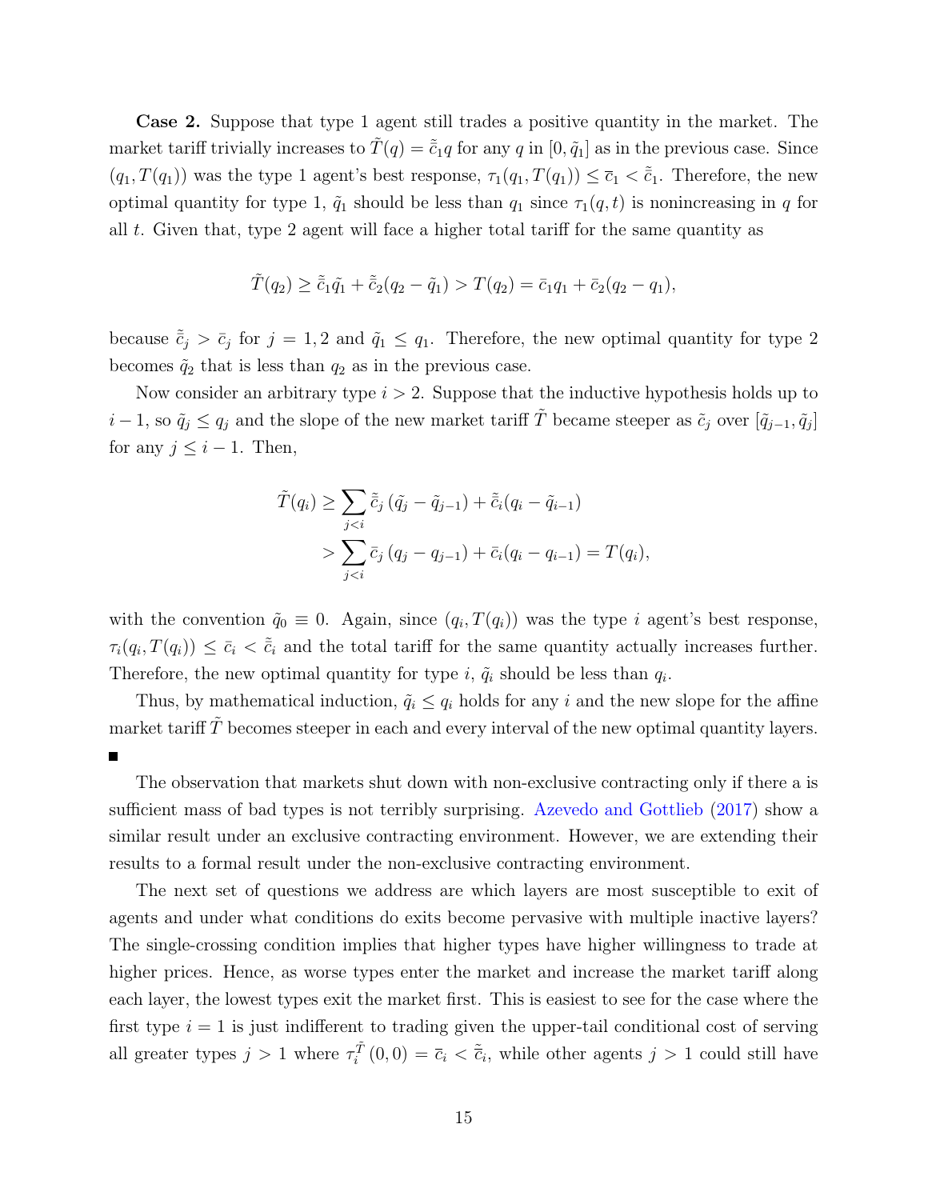**Case 2.** Suppose that type 1 agent still trades a positive quantity in the market. The market tariff trivially increases to $\tilde{T}(q) = \tilde{\bar{c}}_1 q$ for any $q$ in $[0, \tilde{q}_1]$ as in the previous case. Since $(q_1, T(q_1))$ was the type 1 agent's best response, $\tau_1(q_1, T(q_1)) \leq \bar{c}_1 < \tilde{\bar{c}}_1$. Therefore, the new optimal quantity for type 1, $\tilde{q}_1$ should be less than $q_1$ since $\tau_1(q, t)$ is nonincreasing in $q$ for all $t$. Given that, type 2 agent will face a higher total tariff for the same quantity as

$$\tilde{T}(q_2) \geq \tilde{\bar{c}}_1 \tilde{q}_1 + \tilde{\bar{c}}_2 (q_2 - \tilde{q}_1) > T(q_2) = \bar{c}_1 q_1 + \bar{c}_2 (q_2 - q_1),$$

because $\tilde{\bar{c}}_j > \bar{c}_j$ for $j = 1, 2$ and $\tilde{q}_1 \leq q_1$. Therefore, the new optimal quantity for type 2 becomes $\tilde{q}_2$ that is less than $q_2$ as in the previous case.

Now consider an arbitrary type $i > 2$. Suppose that the inductive hypothesis holds up to $i - 1$, so $\tilde{q}_j \leq q_j$ and the slope of the new market tariff $\tilde{T}$ became steeper as $\tilde{c}_j$ over $[\tilde{q}_{j-1}, \tilde{q}_j]$ for any $j \leq i - 1$. Then,

$$\begin{aligned}
\tilde{T}(q_i) &\geq \sum_{j<i} \tilde{\bar{c}}_j \left(\tilde{q}_j - \tilde{q}_{j-1}\right) + \tilde{\bar{c}}_i (q_i - \tilde{q}_{i-1}) \\
&> \sum_{j<i} \bar{c}_j \left(q_j - q_{j-1}\right) + \bar{c}_i (q_i - q_{i-1}) = T(q_i),
\end{aligned}$$

with the convention $\tilde{q}_0 \equiv 0$. Again, since $(q_i, T(q_i))$ was the type $i$ agent's best response, $\tau_i(q_i, T(q_i)) \leq \bar{c}_i < \tilde{\bar{c}}_i$ and the total tariff for the same quantity actually increases further. Therefore, the new optimal quantity for type $i$, $\tilde{q}_i$ should be less than $q_i$.

Thus, by mathematical induction, $\tilde{q}_i \leq q_i$ holds for any $i$ and the new slope for the affine market tariff $\tilde{T}$ becomes steeper in each and every interval of the new optimal quantity layers. ■

The observation that markets shut down with non-exclusive contracting only if there a is sufficient mass of bad types is not terribly surprising. Azevedo and Gottlieb (2017) show a similar result under an exclusive contracting environment. However, we are extending their results to a formal result under the non-exclusive contracting environment.

The next set of questions we address are which layers are most susceptible to exit of agents and under what conditions do exits become pervasive with multiple inactive layers? The single-crossing condition implies that higher types have higher willingness to trade at higher prices. Hence, as worse types enter the market and increase the market tariff along each layer, the lowest types exit the market first. This is easiest to see for the case where the first type $i = 1$ is just indifferent to trading given the upper-tail conditional cost of serving all greater types $j > 1$ where $\tau_i^{\tilde{T}}(0, 0) = \bar{c}_i < \tilde{\bar{c}}_i$, while other agents $j > 1$ could still have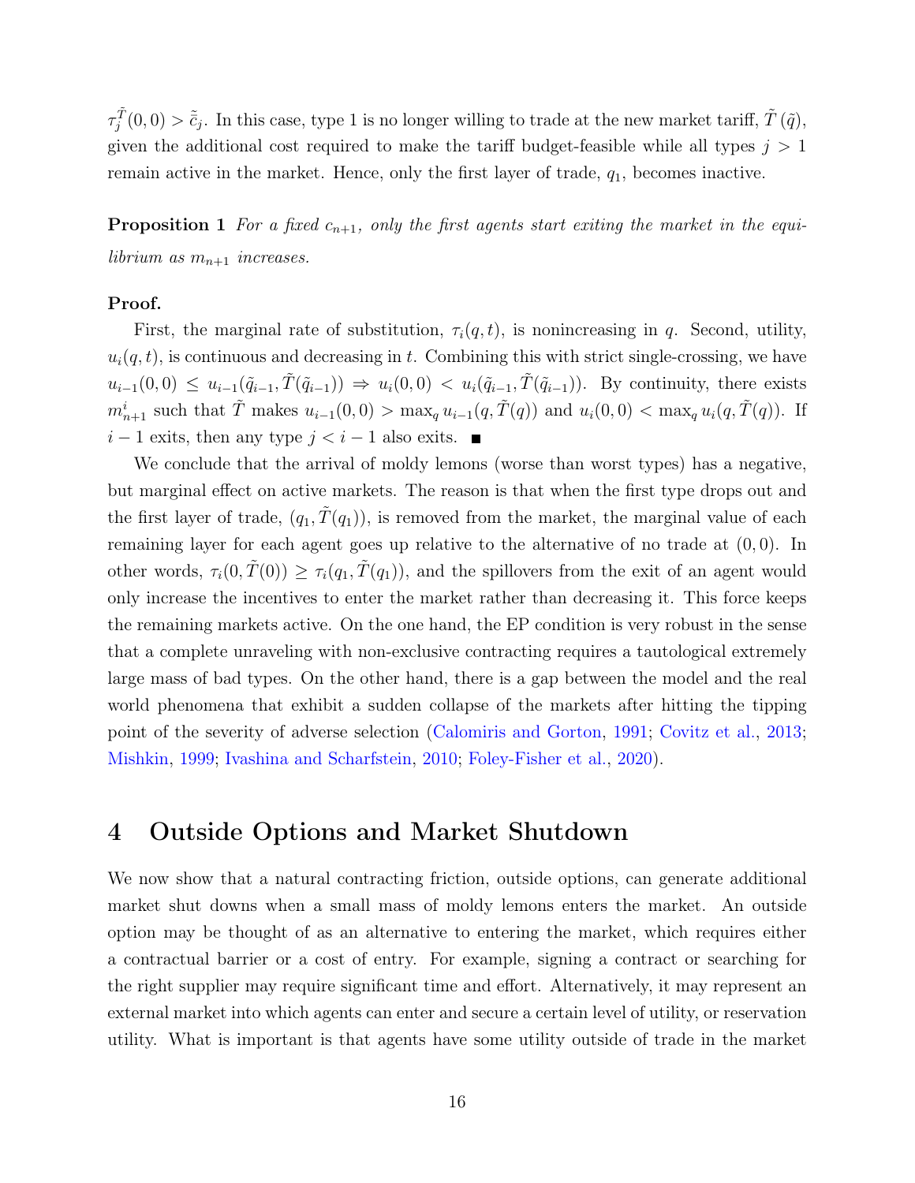$\tau_j^{\tilde{T}}(0,0) > \tilde{\bar{c}}_j$. In this case, type 1 is no longer willing to trade at the new market tariff, $\tilde{T}(\tilde{q})$, given the additional cost required to make the tariff budget-feasible while all types $j > 1$ remain active in the market. Hence, only the first layer of trade, $q_1$, becomes inactive.

**Proposition 1** *For a fixed $c_{n+1}$, only the first agents start exiting the market in the equilibrium as $m_{n+1}$ increases.*

**Proof.**

First, the marginal rate of substitution, $\tau_i(q,t)$, is nonincreasing in $q$. Second, utility, $u_i(q,t)$, is continuous and decreasing in $t$. Combining this with strict single-crossing, we have $u_{i-1}(0,0) \le u_{i-1}(\tilde{q}_{i-1}, \tilde{T}(\tilde{q}_{i-1})) \Rightarrow u_i(0,0) < u_i(\tilde{q}_{i-1}, \tilde{T}(\tilde{q}_{i-1}))$. By continuity, there exists $m^i_{n+1}$ such that $\tilde{T}$ makes $u_{i-1}(0,0) > \max_q u_{i-1}(q, \tilde{T}(q))$ and $u_i(0,0) < \max_q u_i(q, \tilde{T}(q))$. If $i-1$ exits, then any type $j < i-1$ also exits. ■

We conclude that the arrival of moldy lemons (worse than worst types) has a negative, but marginal effect on active markets. The reason is that when the first type drops out and the first layer of trade, $(q_1, \tilde{T}(q_1))$, is removed from the market, the marginal value of each remaining layer for each agent goes up relative to the alternative of no trade at $(0,0)$. In other words, $\tau_i(0, \tilde{T}(0)) \ge \tau_i(q_1, \tilde{T}(q_1))$, and the spillovers from the exit of an agent would only increase the incentives to enter the market rather than decreasing it. This force keeps the remaining markets active. On the one hand, the EP condition is very robust in the sense that a complete unraveling with non-exclusive contracting requires a tautological extremely large mass of bad types. On the other hand, there is a gap between the model and the real world phenomena that exhibit a sudden collapse of the markets after hitting the tipping point of the severity of adverse selection (Calomiris and Gorton, 1991; Covitz et al., 2013; Mishkin, 1999; Ivashina and Scharfstein, 2010; Foley-Fisher et al., 2020).

## 4 Outside Options and Market Shutdown

We now show that a natural contracting friction, outside options, can generate additional market shut downs when a small mass of moldy lemons enters the market. An outside option may be thought of as an alternative to entering the market, which requires either a contractual barrier or a cost of entry. For example, signing a contract or searching for the right supplier may require significant time and effort. Alternatively, it may represent an external market into which agents can enter and secure a certain level of utility, or reservation utility. What is important is that agents have some utility outside of trade in the market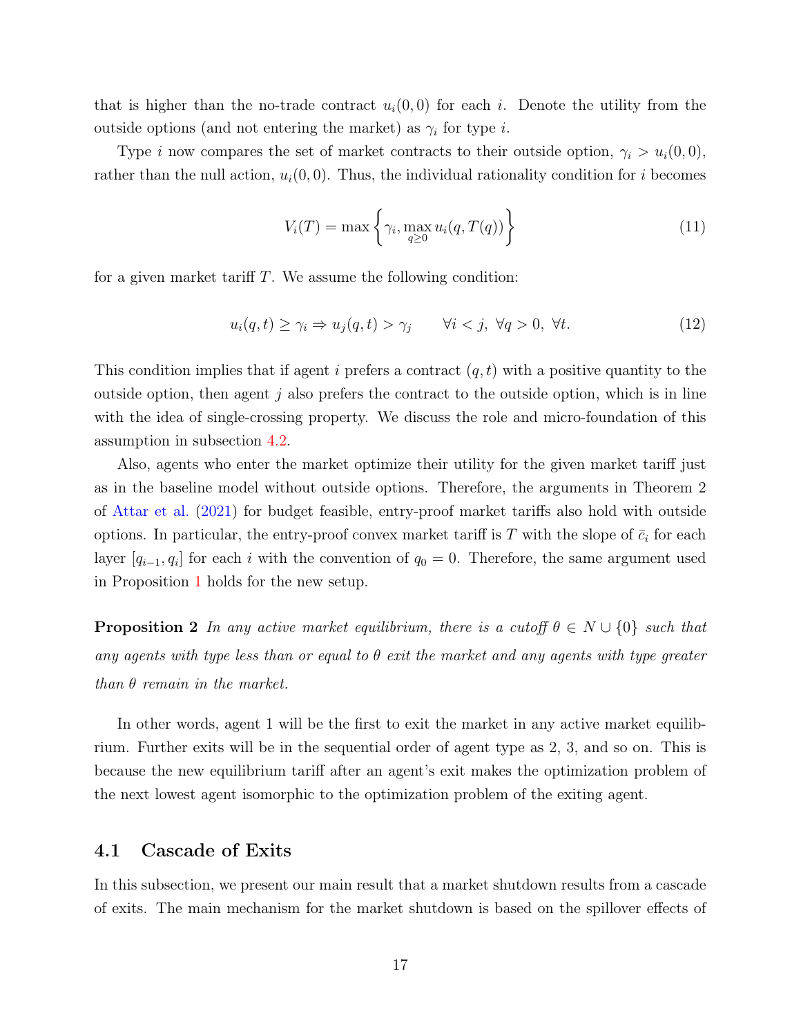that is higher than the no-trade contract $u_i(0, 0)$ for each $i$. Denote the utility from the outside options (and not entering the market) as $\gamma_i$ for type $i$.

Type $i$ now compares the set of market contracts to their outside option, $\gamma_i > u_i(0, 0)$, rather than the null action, $u_i(0, 0)$. Thus, the individual rationality condition for $i$ becomes

$$V_i(T) = \max \left\{ \gamma_i, \max_{q \geq 0} u_i(q, T(q)) \right\} \tag{11}$$

for a given market tariff $T$. We assume the following condition:

$$u_i(q, t) \geq \gamma_i \Rightarrow u_j(q, t) > \gamma_j \qquad \forall i < j, \ \forall q > 0, \ \forall t. \tag{12}$$

This condition implies that if agent $i$ prefers a contract $(q, t)$ with a positive quantity to the outside option, then agent $j$ also prefers the contract to the outside option, which is in line with the idea of single-crossing property. We discuss the role and micro-foundation of this assumption in subsection 4.2.

Also, agents who enter the market optimize their utility for the given market tariff just as in the baseline model without outside options. Therefore, the arguments in Theorem 2 of Attar et al. (2021) for budget feasible, entry-proof market tariffs also hold with outside options. In particular, the entry-proof convex market tariff is $T$ with the slope of $\bar{c}_i$ for each layer $[q_{i-1}, q_i]$ for each $i$ with the convention of $q_0 = 0$. Therefore, the same argument used in Proposition 1 holds for the new setup.

**Proposition 2** *In any active market equilibrium, there is a cutoff $\theta \in N \cup \{0\}$ such that any agents with type less than or equal to $\theta$ exit the market and any agents with type greater than $\theta$ remain in the market.*

In other words, agent 1 will be the first to exit the market in any active market equilibrium. Further exits will be in the sequential order of agent type as 2, 3, and so on. This is because the new equilibrium tariff after an agent's exit makes the optimization problem of the next lowest agent isomorphic to the optimization problem of the exiting agent.

## 4.1 Cascade of Exits

In this subsection, we present our main result that a market shutdown results from a cascade of exits. The main mechanism for the market shutdown is based on the spillover effects of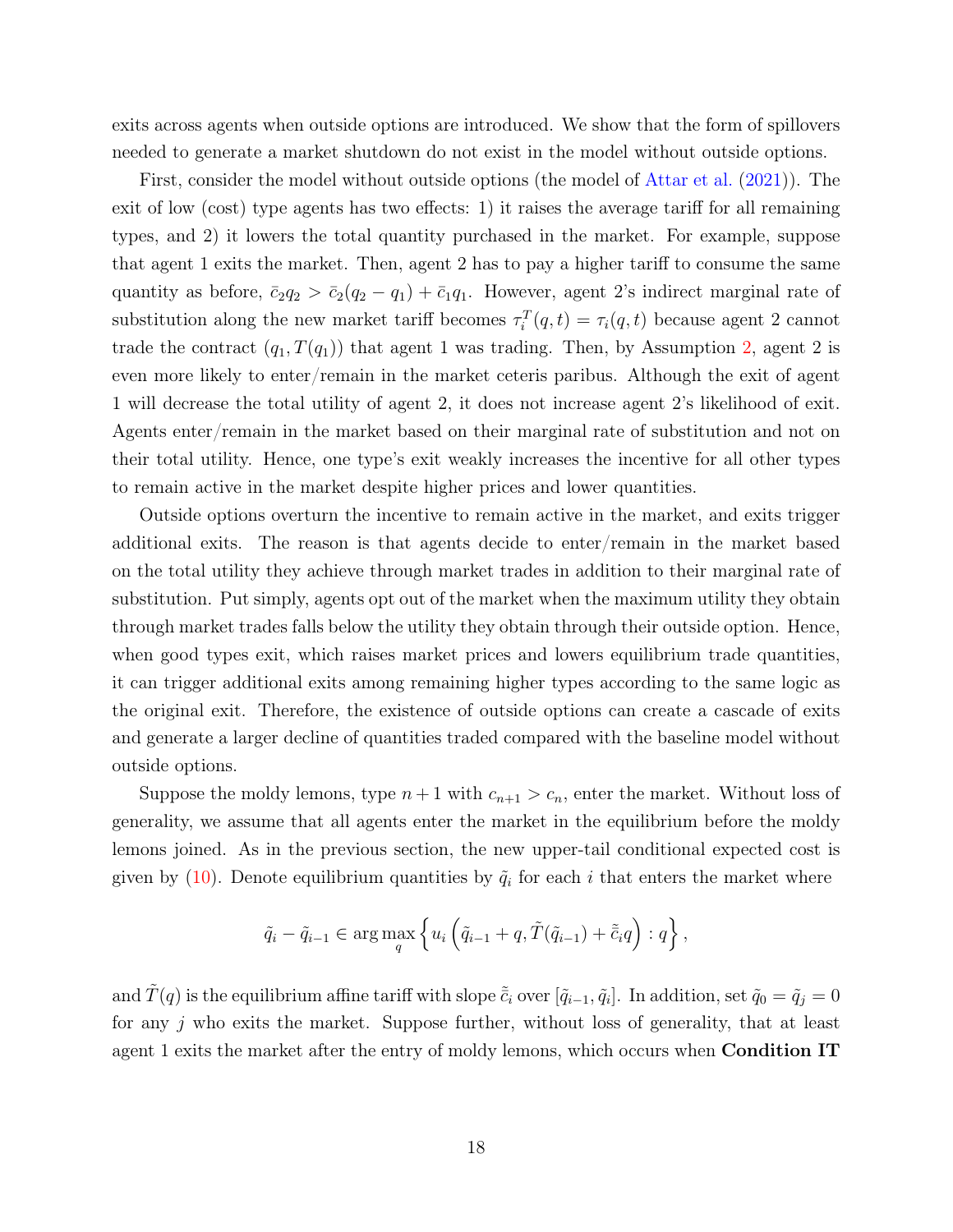exits across agents when outside options are introduced. We show that the form of spillovers needed to generate a market shutdown do not exist in the model without outside options.

First, consider the model without outside options (the model of Attar et al. (2021)). The exit of low (cost) type agents has two effects: 1) it raises the average tariff for all remaining types, and 2) it lowers the total quantity purchased in the market. For example, suppose that agent 1 exits the market. Then, agent 2 has to pay a higher tariff to consume the same quantity as before, $\bar{c}_2 q_2 > \bar{c}_2(q_2 - q_1) + \bar{c}_1 q_1$. However, agent 2's indirect marginal rate of substitution along the new market tariff becomes $\tau_i^T(q,t) = \tau_i(q,t)$ because agent 2 cannot trade the contract $(q_1, T(q_1))$ that agent 1 was trading. Then, by Assumption 2, agent 2 is even more likely to enter/remain in the market ceteris paribus. Although the exit of agent 1 will decrease the total utility of agent 2, it does not increase agent 2's likelihood of exit. Agents enter/remain in the market based on their marginal rate of substitution and not on their total utility. Hence, one type's exit weakly increases the incentive for all other types to remain active in the market despite higher prices and lower quantities.

Outside options overturn the incentive to remain active in the market, and exits trigger additional exits. The reason is that agents decide to enter/remain in the market based on the total utility they achieve through market trades in addition to their marginal rate of substitution. Put simply, agents opt out of the market when the maximum utility they obtain through market trades falls below the utility they obtain through their outside option. Hence, when good types exit, which raises market prices and lowers equilibrium trade quantities, it can trigger additional exits among remaining higher types according to the same logic as the original exit. Therefore, the existence of outside options can create a cascade of exits and generate a larger decline of quantities traded compared with the baseline model without outside options.

Suppose the moldy lemons, type $n+1$ with $c_{n+1} > c_n$, enter the market. Without loss of generality, we assume that all agents enter the market in the equilibrium before the moldy lemons joined. As in the previous section, the new upper-tail conditional expected cost is given by (10). Denote equilibrium quantities by $\tilde{q}_i$ for each $i$ that enters the market where

$$\tilde{q}_i - \tilde{q}_{i-1} \in \arg\max_{q} \left\{ u_i \left( \tilde{q}_{i-1} + q, \tilde{T}(\tilde{q}_{i-1}) + \tilde{\bar{c}}_i q \right) : q \right\},$$

and $\tilde{T}(q)$ is the equilibrium affine tariff with slope $\tilde{\bar{c}}_i$ over $[\tilde{q}_{i-1}, \tilde{q}_i]$. In addition, set $\tilde{q}_0 = \tilde{q}_j = 0$ for any $j$ who exits the market. Suppose further, without loss of generality, that at least agent 1 exits the market after the entry of moldy lemons, which occurs when **Condition IT**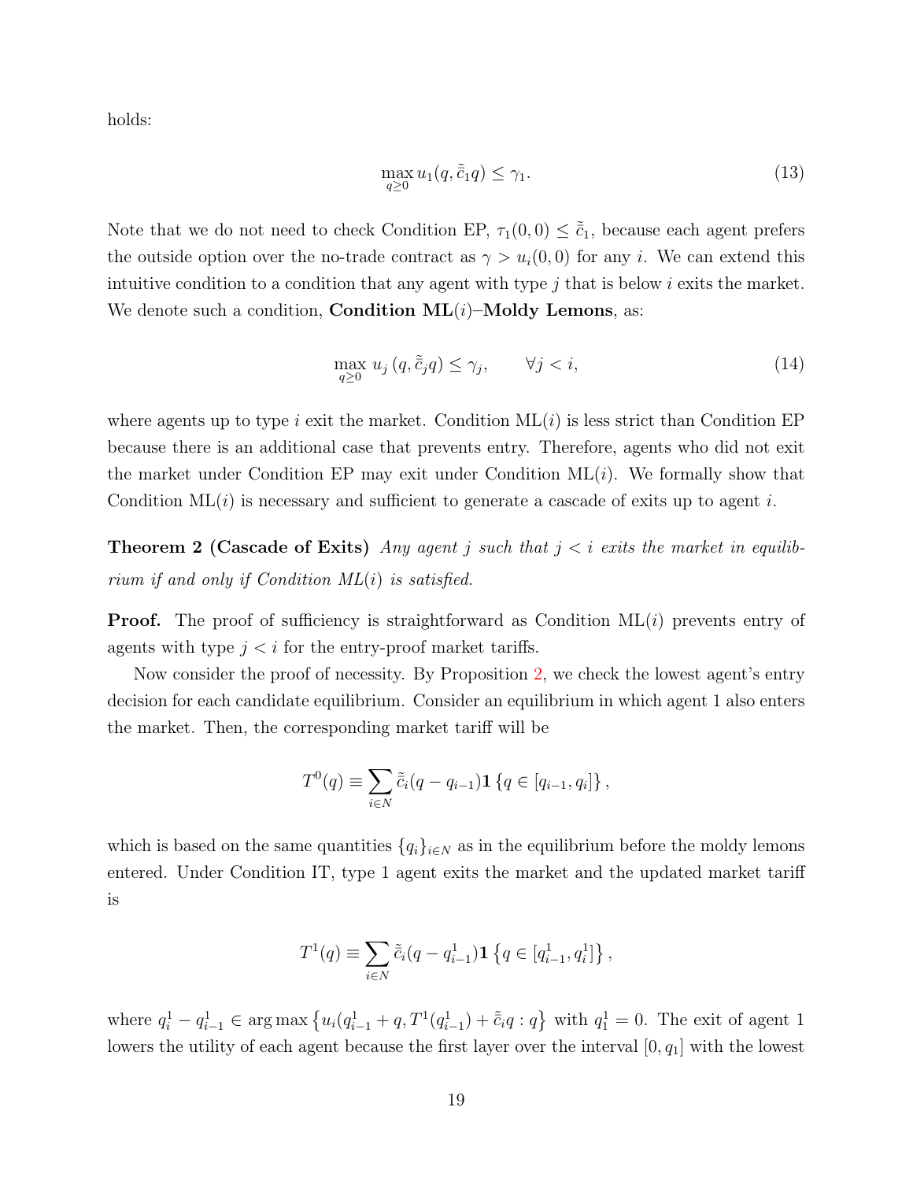holds:

$$\max_{q \geq 0} u_1(q, \tilde{\tilde{c}}_1 q) \leq \gamma_1. \tag{13}$$

Note that we do not need to check Condition EP, $\tau_1(0,0) \leq \tilde{\tilde{c}}_1$, because each agent prefers the outside option over the no-trade contract as $\gamma > u_i(0,0)$ for any $i$. We can extend this intuitive condition to a condition that any agent with type $j$ that is below $i$ exits the market. We denote such a condition, **Condition ML($i$)–Moldy Lemons**, as:

$$\max_{q \geq 0} u_j\left(q, \tilde{\tilde{c}}_j q\right) \leq \gamma_j, \qquad \forall j < i, \tag{14}$$

where agents up to type $i$ exit the market. Condition ML($i$) is less strict than Condition EP because there is an additional case that prevents entry. Therefore, agents who did not exit the market under Condition EP may exit under Condition ML($i$). We formally show that Condition ML($i$) is necessary and sufficient to generate a cascade of exits up to agent $i$.

**Theorem 2 (Cascade of Exits)** *Any agent $j$ such that $j < i$ exits the market in equilibrium if and only if Condition ML($i$) is satisfied.*

**Proof.** The proof of sufficiency is straightforward as Condition ML($i$) prevents entry of agents with type $j < i$ for the entry-proof market tariffs.

Now consider the proof of necessity. By Proposition 2, we check the lowest agent's entry decision for each candidate equilibrium. Consider an equilibrium in which agent 1 also enters the market. Then, the corresponding market tariff will be

$$T^0(q) \equiv \sum_{i \in N} \tilde{\tilde{c}}_i (q - q_{i-1}) \mathbf{1}\left\{q \in [q_{i-1}, q_i]\right\},$$

which is based on the same quantities $\{q_i\}_{i \in N}$ as in the equilibrium before the moldy lemons entered. Under Condition IT, type 1 agent exits the market and the updated market tariff is

$$T^1(q) \equiv \sum_{i \in N} \tilde{\tilde{c}}_i (q - q^1_{i-1}) \mathbf{1}\left\{q \in [q^1_{i-1}, q^1_i]\right\},$$

where $q^1_i - q^1_{i-1} \in \arg\max\left\{u_i(q^1_{i-1} + q, T^1(q^1_{i-1}) + \tilde{\tilde{c}}_i q : q\right\}$ with $q^1_1 = 0$. The exit of agent 1 lowers the utility of each agent because the first layer over the interval $[0, q_1]$ with the lowest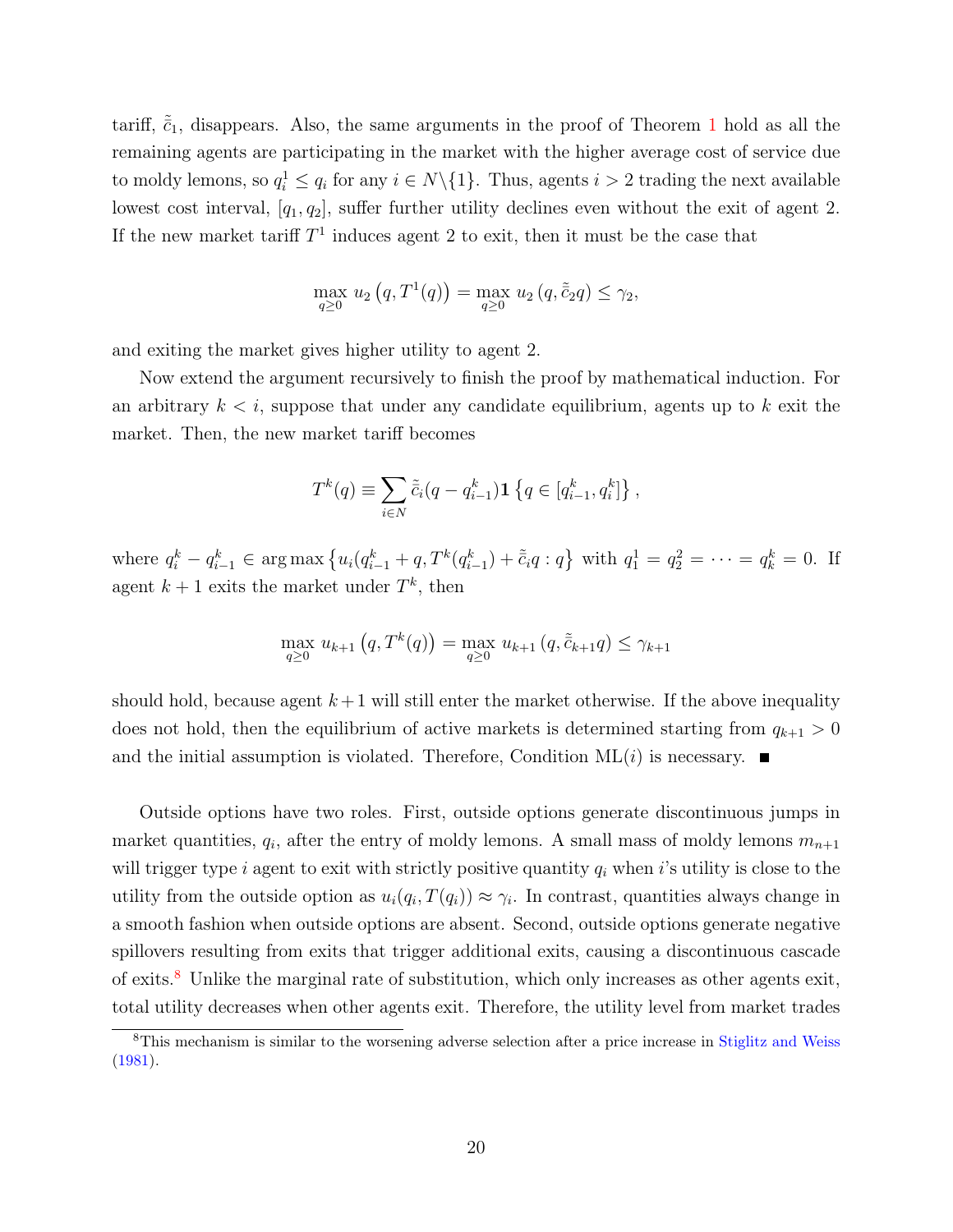tariff, $\tilde{\tilde{c}}_1$, disappears. Also, the same arguments in the proof of Theorem 1 hold as all the remaining agents are participating in the market with the higher average cost of service due to moldy lemons, so $q_i^1 \leq q_i$ for any $i \in N \backslash \{1\}$. Thus, agents $i > 2$ trading the next available lowest cost interval, $[q_1, q_2]$, suffer further utility declines even without the exit of agent 2. If the new market tariff $T^1$ induces agent 2 to exit, then it must be the case that

$$\max_{q \geq 0} u_2 \left(q, T^1(q)\right) = \max_{q \geq 0} u_2 \left(q, \tilde{\tilde{c}}_2 q\right) \leq \gamma_2,$$

and exiting the market gives higher utility to agent 2.

Now extend the argument recursively to finish the proof by mathematical induction. For an arbitrary $k < i$, suppose that under any candidate equilibrium, agents up to $k$ exit the market. Then, the new market tariff becomes

$$T^k(q) \equiv \sum_{i \in N} \tilde{\tilde{c}}_i (q - q_{i-1}^k) \mathbf{1}\left\{q \in [q_{i-1}^k, q_i^k]\right\},$$

where $q_i^k - q_{i-1}^k \in \arg\max \left\{u_i(q_{i-1}^k + q, T^k(q_{i-1}^k) + \tilde{\tilde{c}}_i q : q\right\}$ with $q_1^1 = q_2^2 = \cdots = q_k^k = 0$. If agent $k+1$ exits the market under $T^k$, then

$$\max_{q \geq 0} u_{k+1} \left(q, T^k(q)\right) = \max_{q \geq 0} u_{k+1} \left(q, \tilde{\tilde{c}}_{k+1} q\right) \leq \gamma_{k+1}$$

should hold, because agent $k+1$ will still enter the market otherwise. If the above inequality does not hold, then the equilibrium of active markets is determined starting from $q_{k+1} > 0$ and the initial assumption is violated. Therefore, Condition ML($i$) is necessary. ∎

Outside options have two roles. First, outside options generate discontinuous jumps in market quantities, $q_i$, after the entry of moldy lemons. A small mass of moldy lemons $m_{n+1}$ will trigger type $i$ agent to exit with strictly positive quantity $q_i$ when $i$'s utility is close to the utility from the outside option as $u_i(q_i, T(q_i)) \approx \gamma_i$. In contrast, quantities always change in a smooth fashion when outside options are absent. Second, outside options generate negative spillovers resulting from exits that trigger additional exits, causing a discontinuous cascade of exits.[8] Unlike the marginal rate of substitution, which only increases as other agents exit, total utility decreases when other agents exit. Therefore, the utility level from market trades

[8] This mechanism is similar to the worsening adverse selection after a price increase in Stiglitz and Weiss (1981).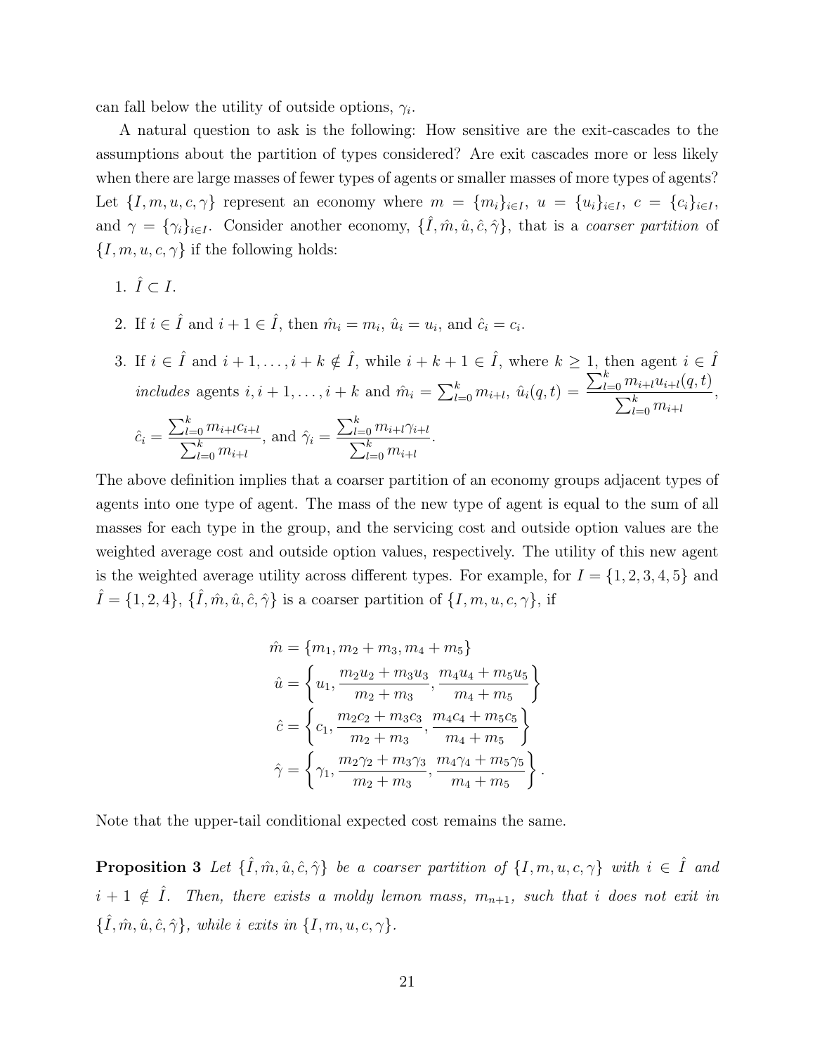can fall below the utility of outside options, $\gamma_i$.

A natural question to ask is the following: How sensitive are the exit-cascades to the assumptions about the partition of types considered? Are exit cascades more or less likely when there are large masses of fewer types of agents or smaller masses of more types of agents? Let $\{I, m, u, c, \gamma\}$ represent an economy where $m = \{m_i\}_{i \in I}$, $u = \{u_i\}_{i \in I}$, $c = \{c_i\}_{i \in I}$, and $\gamma = \{\gamma_i\}_{i \in I}$. Consider another economy, $\{\hat{I}, \hat{m}, \hat{u}, \hat{c}, \hat{\gamma}\}$, that is a *coarser partition* of $\{I, m, u, c, \gamma\}$ if the following holds:

1. $\hat{I} \subset I$.
2. If $i \in \hat{I}$ and $i+1 \in \hat{I}$, then $\hat{m}_i = m_i$, $\hat{u}_i = u_i$, and $\hat{c}_i = c_i$.
3. If $i \in \hat{I}$ and $i+1, \ldots, i+k \notin \hat{I}$, while $i+k+1 \in \hat{I}$, where $k \geq 1$, then agent $i \in \hat{I}$ *includes* agents $i, i+1, \ldots, i+k$ and $\hat{m}_i = \sum_{l=0}^{k} m_{i+l}$, $\hat{u}_i(q,t) = \dfrac{\sum_{l=0}^{k} m_{i+l} u_{i+l}(q,t)}{\sum_{l=0}^{k} m_{i+l}}$, $\hat{c}_i = \dfrac{\sum_{l=0}^{k} m_{i+l} c_{i+l}}{\sum_{l=0}^{k} m_{i+l}}$, and $\hat{\gamma}_i = \dfrac{\sum_{l=0}^{k} m_{i+l} \gamma_{i+l}}{\sum_{l=0}^{k} m_{i+l}}$.

The above definition implies that a coarser partition of an economy groups adjacent types of agents into one type of agent. The mass of the new type of agent is equal to the sum of all masses for each type in the group, and the servicing cost and outside option values are the weighted average cost and outside option values, respectively. The utility of this new agent is the weighted average utility across different types. For example, for $I = \{1, 2, 3, 4, 5\}$ and $\hat{I} = \{1, 2, 4\}$, $\{\hat{I}, \hat{m}, \hat{u}, \hat{c}, \hat{\gamma}\}$ is a coarser partition of $\{I, m, u, c, \gamma\}$, if

$$
\begin{aligned}
\hat{m} &= \{m_1, m_2 + m_3, m_4 + m_5\} \\
\hat{u} &= \left\{u_1, \frac{m_2 u_2 + m_3 u_3}{m_2 + m_3}, \frac{m_4 u_4 + m_5 u_5}{m_4 + m_5}\right\} \\
\hat{c} &= \left\{c_1, \frac{m_2 c_2 + m_3 c_3}{m_2 + m_3}, \frac{m_4 c_4 + m_5 c_5}{m_4 + m_5}\right\} \\
\hat{\gamma} &= \left\{\gamma_1, \frac{m_2 \gamma_2 + m_3 \gamma_3}{m_2 + m_3}, \frac{m_4 \gamma_4 + m_5 \gamma_5}{m_4 + m_5}\right\}.
\end{aligned}
$$

Note that the upper-tail conditional expected cost remains the same.

**Proposition 3** *Let $\{\hat{I}, \hat{m}, \hat{u}, \hat{c}, \hat{\gamma}\}$ be a coarser partition of $\{I, m, u, c, \gamma\}$ with $i \in \hat{I}$ and $i+1 \notin \hat{I}$. Then, there exists a moldy lemon mass, $m_{n+1}$, such that $i$ does not exit in $\{\hat{I}, \hat{m}, \hat{u}, \hat{c}, \hat{\gamma}\}$, while $i$ exits in $\{I, m, u, c, \gamma\}$.*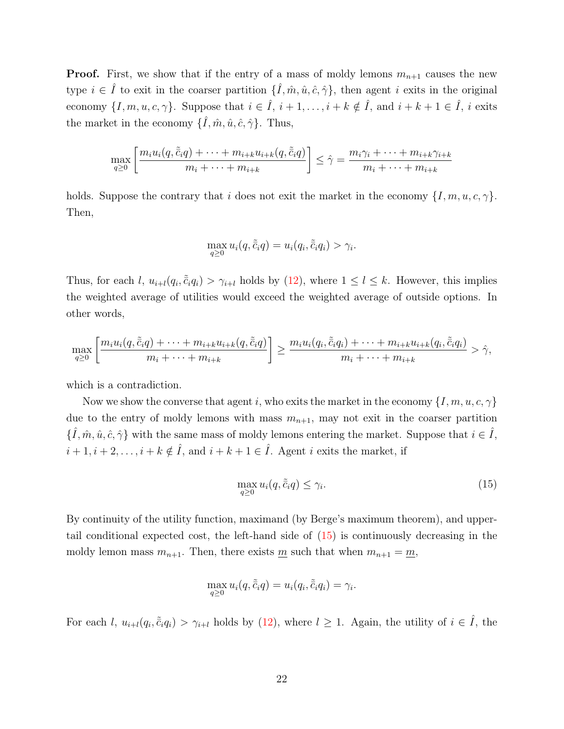**Proof.** First, we show that if the entry of a mass of moldy lemons $m_{n+1}$ causes the new type $i \in \hat{I}$ to exit in the coarser partition $\{\hat{I}, \hat{m}, \hat{u}, \hat{c}, \hat{\gamma}\}$, then agent $i$ exits in the original economy $\{I, m, u, c, \gamma\}$. Suppose that $i \in \hat{I}$, $i+1, \ldots, i+k \notin \hat{I}$, and $i+k+1 \in \hat{I}$, $i$ exits the market in the economy $\{\hat{I}, \hat{m}, \hat{u}, \hat{c}, \hat{\gamma}\}$. Thus,

$$\max_{q \geq 0} \left[ \frac{m_i u_i(q, \tilde{\tilde{c}}_i q) + \cdots + m_{i+k} u_{i+k}(q, \tilde{\tilde{c}}_i q)}{m_i + \cdots + m_{i+k}} \right] \leq \hat{\gamma} = \frac{m_i \gamma_i + \cdots + m_{i+k} \gamma_{i+k}}{m_i + \cdots + m_{i+k}}$$

holds. Suppose the contrary that $i$ does not exit the market in the economy $\{I, m, u, c, \gamma\}$. Then,

$$\max_{q \geq 0} u_i(q, \tilde{\tilde{c}}_i q) = u_i(q_i, \tilde{\tilde{c}}_i q_i) > \gamma_i.$$

Thus, for each $l$, $u_{i+l}(q_i, \tilde{\tilde{c}}_i q_i) > \gamma_{i+l}$ holds by (12), where $1 \leq l \leq k$. However, this implies the weighted average of utilities would exceed the weighted average of outside options. In other words,

$$\max_{q \geq 0} \left[ \frac{m_i u_i(q, \tilde{\tilde{c}}_i q) + \cdots + m_{i+k} u_{i+k}(q, \tilde{\tilde{c}}_i q)}{m_i + \cdots + m_{i+k}} \right] \geq \frac{m_i u_i(q_i, \tilde{\tilde{c}}_i q_i) + \cdots + m_{i+k} u_{i+k}(q_i, \tilde{\tilde{c}}_i q_i)}{m_i + \cdots + m_{i+k}} > \hat{\gamma},$$

which is a contradiction.

Now we show the converse that agent $i$, who exits the market in the economy $\{I, m, u, c, \gamma\}$ due to the entry of moldy lemons with mass $m_{n+1}$, may not exit in the coarser partition $\{\hat{I}, \hat{m}, \hat{u}, \hat{c}, \hat{\gamma}\}$ with the same mass of moldy lemons entering the market. Suppose that $i \in \hat{I}$, $i+1, i+2, \ldots, i+k \notin \hat{I}$, and $i+k+1 \in \hat{I}$. Agent $i$ exits the market, if

$$\max_{q \geq 0} u_i(q, \tilde{\tilde{c}}_i q) \leq \gamma_i. \tag{15}$$

By continuity of the utility function, maximand (by Berge's maximum theorem), and upper-tail conditional expected cost, the left-hand side of (15) is continuously decreasing in the moldy lemon mass $m_{n+1}$. Then, there exists $\underline{m}$ such that when $m_{n+1} = \underline{m}$,

$$\max_{q \geq 0} u_i(q, \tilde{\tilde{c}}_i q) = u_i(q_i, \tilde{\tilde{c}}_i q_i) = \gamma_i.$$

For each $l$, $u_{i+l}(q_i, \tilde{\tilde{c}}_i q_i) > \gamma_{i+l}$ holds by (12), where $l \geq 1$. Again, the utility of $i \in \hat{I}$, the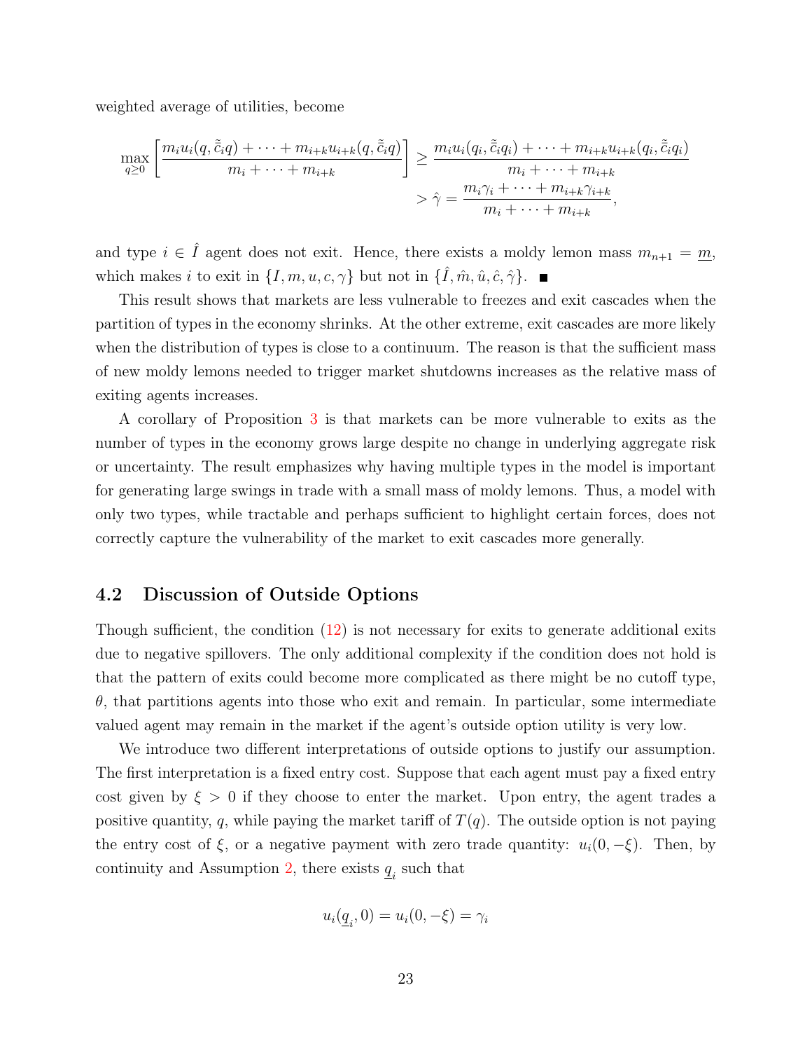weighted average of utilities, become

$$\max_{q\geq 0}\left[\frac{m_i u_i(q,\tilde{\tilde{c}}_i q)+\cdots+m_{i+k}u_{i+k}(q,\tilde{\tilde{c}}_i q)}{m_i+\cdots+m_{i+k}}\right]\geq \frac{m_i u_i(q_i,\tilde{\tilde{c}}_i q_i)+\cdots+m_{i+k}u_{i+k}(q_i,\tilde{\tilde{c}}_i q_i)}{m_i+\cdots+m_{i+k}}$$
$$>\hat{\gamma}=\frac{m_i\gamma_i+\cdots+m_{i+k}\gamma_{i+k}}{m_i+\cdots+m_{i+k}},$$

and type $i\in\hat{I}$ agent does not exit. Hence, there exists a moldy lemon mass $m_{n+1}=\underline{m}$, which makes $i$ to exit in $\{I,m,u,c,\gamma\}$ but not in $\{\hat{I},\hat{m},\hat{u},\hat{c},\hat{\gamma}\}$. ■

This result shows that markets are less vulnerable to freezes and exit cascades when the partition of types in the economy shrinks. At the other extreme, exit cascades are more likely when the distribution of types is close to a continuum. The reason is that the sufficient mass of new moldy lemons needed to trigger market shutdowns increases as the relative mass of exiting agents increases.

A corollary of Proposition 3 is that markets can be more vulnerable to exits as the number of types in the economy grows large despite no change in underlying aggregate risk or uncertainty. The result emphasizes why having multiple types in the model is important for generating large swings in trade with a small mass of moldy lemons. Thus, a model with only two types, while tractable and perhaps sufficient to highlight certain forces, does not correctly capture the vulnerability of the market to exit cascades more generally.

## 4.2 Discussion of Outside Options

Though sufficient, the condition (12) is not necessary for exits to generate additional exits due to negative spillovers. The only additional complexity if the condition does not hold is that the pattern of exits could become more complicated as there might be no cutoff type, $\theta$, that partitions agents into those who exit and remain. In particular, some intermediate valued agent may remain in the market if the agent's outside option utility is very low.

We introduce two different interpretations of outside options to justify our assumption. The first interpretation is a fixed entry cost. Suppose that each agent must pay a fixed entry cost given by $\xi>0$ if they choose to enter the market. Upon entry, the agent trades a positive quantity, $q$, while paying the market tariff of $T(q)$. The outside option is not paying the entry cost of $\xi$, or a negative payment with zero trade quantity: $u_i(0,-\xi)$. Then, by continuity and Assumption 2, there exists $\underline{q}_i$ such that

$$u_i(\underline{q}_i,0)=u_i(0,-\xi)=\gamma_i$$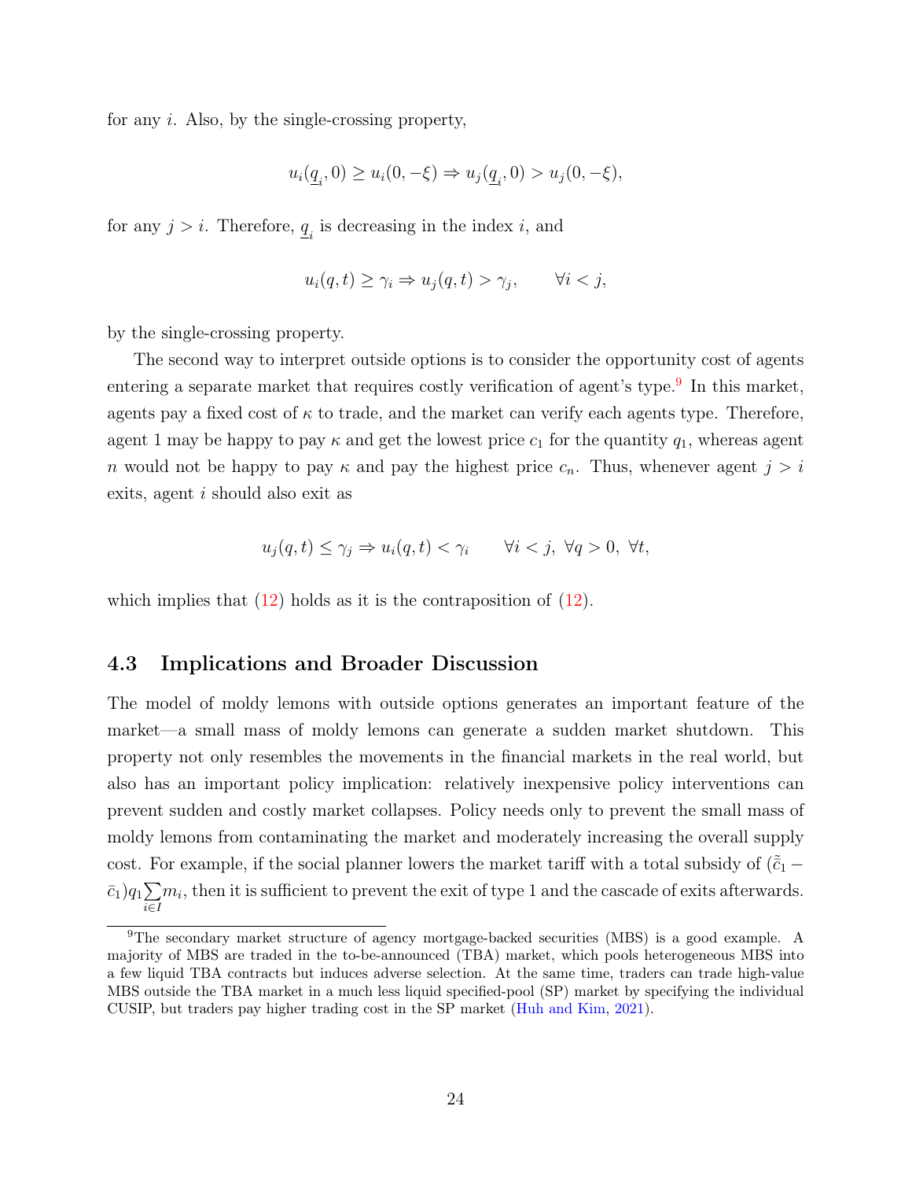for any $i$. Also, by the single-crossing property,

$$u_i(\underline{q}_i, 0) \geq u_i(0, -\xi) \Rightarrow u_j(\underline{q}_i, 0) > u_j(0, -\xi),$$

for any $j > i$. Therefore, $\underline{q}_i$ is decreasing in the index $i$, and

$$u_i(q, t) \geq \gamma_i \Rightarrow u_j(q, t) > \gamma_j, \qquad \forall i < j,$$

by the single-crossing property.

The second way to interpret outside options is to consider the opportunity cost of agents entering a separate market that requires costly verification of agent's type.[9] In this market, agents pay a fixed cost of $\kappa$ to trade, and the market can verify each agents type. Therefore, agent 1 may be happy to pay $\kappa$ and get the lowest price $c_1$ for the quantity $q_1$, whereas agent $n$ would not be happy to pay $\kappa$ and pay the highest price $c_n$. Thus, whenever agent $j > i$ exits, agent $i$ should also exit as

$$u_j(q, t) \leq \gamma_j \Rightarrow u_i(q, t) < \gamma_i \qquad \forall i < j, \ \forall q > 0, \ \forall t,$$

which implies that (12) holds as it is the contraposition of (12).

## 4.3 Implications and Broader Discussion

The model of moldy lemons with outside options generates an important feature of the market—a small mass of moldy lemons can generate a sudden market shutdown. This property not only resembles the movements in the financial markets in the real world, but also has an important policy implication: relatively inexpensive policy interventions can prevent sudden and costly market collapses. Policy needs only to prevent the small mass of moldy lemons from contaminating the market and moderately increasing the overall supply cost. For example, if the social planner lowers the market tariff with a total subsidy of $(\tilde{\bar{c}}_1 - \bar{c}_1) q_1 \sum_{i \in I} m_i$, then it is sufficient to prevent the exit of type 1 and the cascade of exits afterwards.

[9] The secondary market structure of agency mortgage-backed securities (MBS) is a good example. A majority of MBS are traded in the to-be-announced (TBA) market, which pools heterogeneous MBS into a few liquid TBA contracts but induces adverse selection. At the same time, traders can trade high-value MBS outside the TBA market in a much less liquid specified-pool (SP) market by specifying the individual CUSIP, but traders pay higher trading cost in the SP market (Huh and Kim, 2021).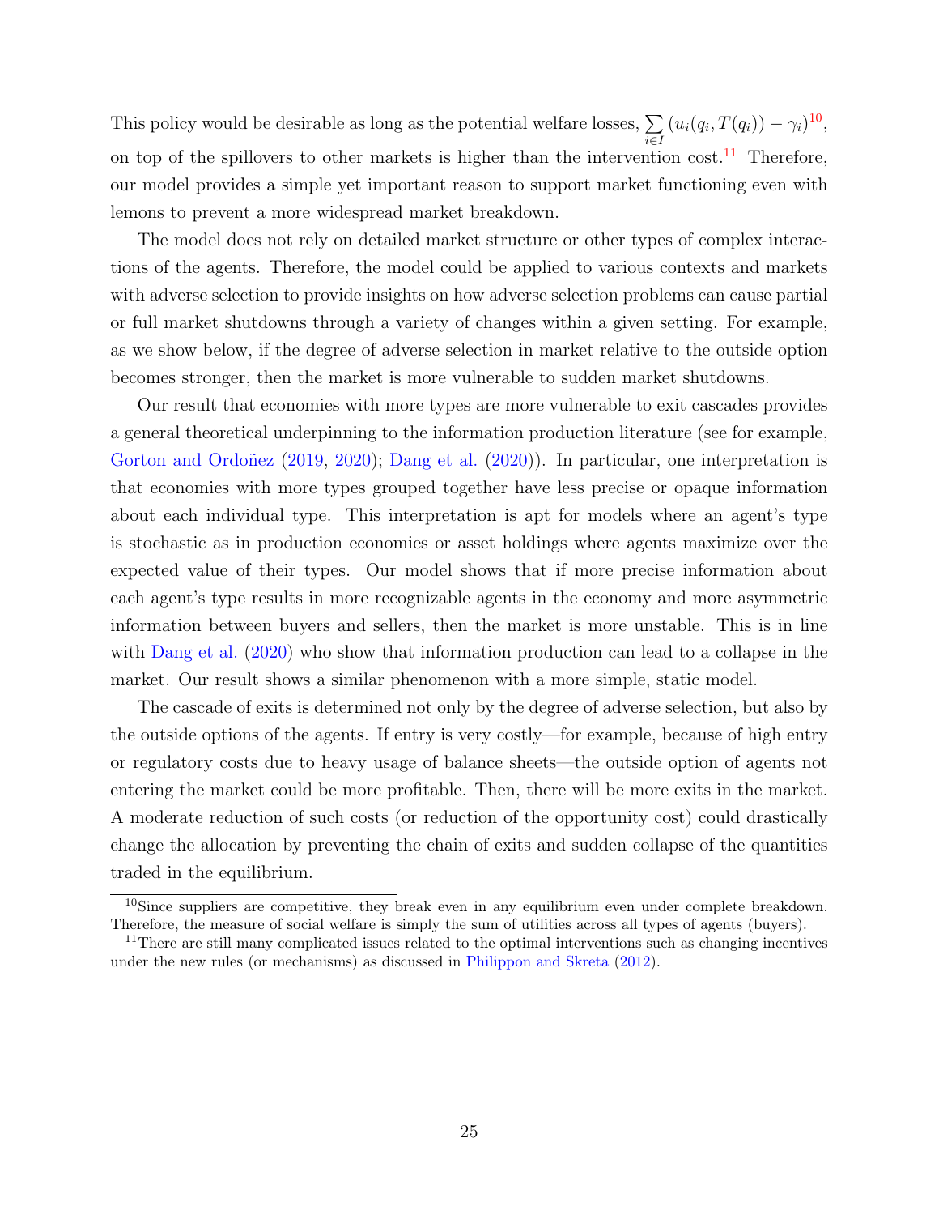This policy would be desirable as long as the potential welfare losses, $\sum_{i \in I} (u_i(q_i, T(q_i)) - \gamma_i)$[10], on top of the spillovers to other markets is higher than the intervention cost.[11] Therefore, our model provides a simple yet important reason to support market functioning even with lemons to prevent a more widespread market breakdown.

The model does not rely on detailed market structure or other types of complex interactions of the agents. Therefore, the model could be applied to various contexts and markets with adverse selection to provide insights on how adverse selection problems can cause partial or full market shutdowns through a variety of changes within a given setting. For example, as we show below, if the degree of adverse selection in market relative to the outside option becomes stronger, then the market is more vulnerable to sudden market shutdowns.

Our result that economies with more types are more vulnerable to exit cascades provides a general theoretical underpinning to the information production literature (see for example, Gorton and Ordoñez (2019, 2020); Dang et al. (2020)). In particular, one interpretation is that economies with more types grouped together have less precise or opaque information about each individual type. This interpretation is apt for models where an agent's type is stochastic as in production economies or asset holdings where agents maximize over the expected value of their types. Our model shows that if more precise information about each agent's type results in more recognizable agents in the economy and more asymmetric information between buyers and sellers, then the market is more unstable. This is in line with Dang et al. (2020) who show that information production can lead to a collapse in the market. Our result shows a similar phenomenon with a more simple, static model.

The cascade of exits is determined not only by the degree of adverse selection, but also by the outside options of the agents. If entry is very costly—for example, because of high entry or regulatory costs due to heavy usage of balance sheets—the outside option of agents not entering the market could be more profitable. Then, there will be more exits in the market. A moderate reduction of such costs (or reduction of the opportunity cost) could drastically change the allocation by preventing the chain of exits and sudden collapse of the quantities traded in the equilibrium.

[10]Since suppliers are competitive, they break even in any equilibrium even under complete breakdown. Therefore, the measure of social welfare is simply the sum of utilities across all types of agents (buyers).

[11]There are still many complicated issues related to the optimal interventions such as changing incentives under the new rules (or mechanisms) as discussed in Philippon and Skreta (2012).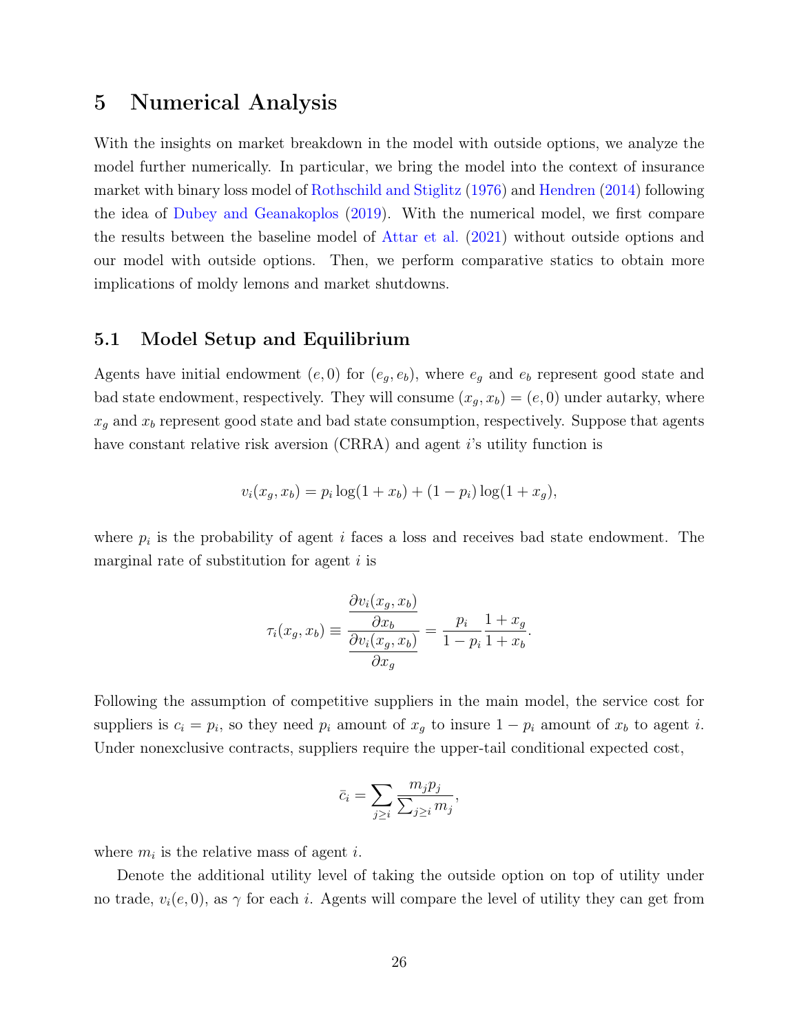# 5 Numerical Analysis

With the insights on market breakdown in the model with outside options, we analyze the model further numerically. In particular, we bring the model into the context of insurance market with binary loss model of Rothschild and Stiglitz (1976) and Hendren (2014) following the idea of Dubey and Geanakoplos (2019). With the numerical model, we first compare the results between the baseline model of Attar et al. (2021) without outside options and our model with outside options. Then, we perform comparative statics to obtain more implications of moldy lemons and market shutdowns.

## 5.1 Model Setup and Equilibrium

Agents have initial endowment $(e, 0)$ for $(e_g, e_b)$, where $e_g$ and $e_b$ represent good state and bad state endowment, respectively. They will consume $(x_g, x_b) = (e, 0)$ under autarky, where $x_g$ and $x_b$ represent good state and bad state consumption, respectively. Suppose that agents have constant relative risk aversion (CRRA) and agent $i$'s utility function is

$$v_i(x_g, x_b) = p_i \log(1 + x_b) + (1 - p_i) \log(1 + x_g),$$

where $p_i$ is the probability of agent $i$ faces a loss and receives bad state endowment. The marginal rate of substitution for agent $i$ is

$$\tau_i(x_g, x_b) \equiv \frac{\dfrac{\partial v_i(x_g, x_b)}{\partial x_b}}{\dfrac{\partial v_i(x_g, x_b)}{\partial x_g}} = \frac{p_i}{1 - p_i} \frac{1 + x_g}{1 + x_b}.$$

Following the assumption of competitive suppliers in the main model, the service cost for suppliers is $c_i = p_i$, so they need $p_i$ amount of $x_g$ to insure $1 - p_i$ amount of $x_b$ to agent $i$. Under nonexclusive contracts, suppliers require the upper-tail conditional expected cost,

$$\bar{c}_i = \sum_{j \geq i} \frac{m_j p_j}{\sum_{j \geq i} m_j},$$

where $m_i$ is the relative mass of agent $i$.

Denote the additional utility level of taking the outside option on top of utility under no trade, $v_i(e, 0)$, as $\gamma$ for each $i$. Agents will compare the level of utility they can get from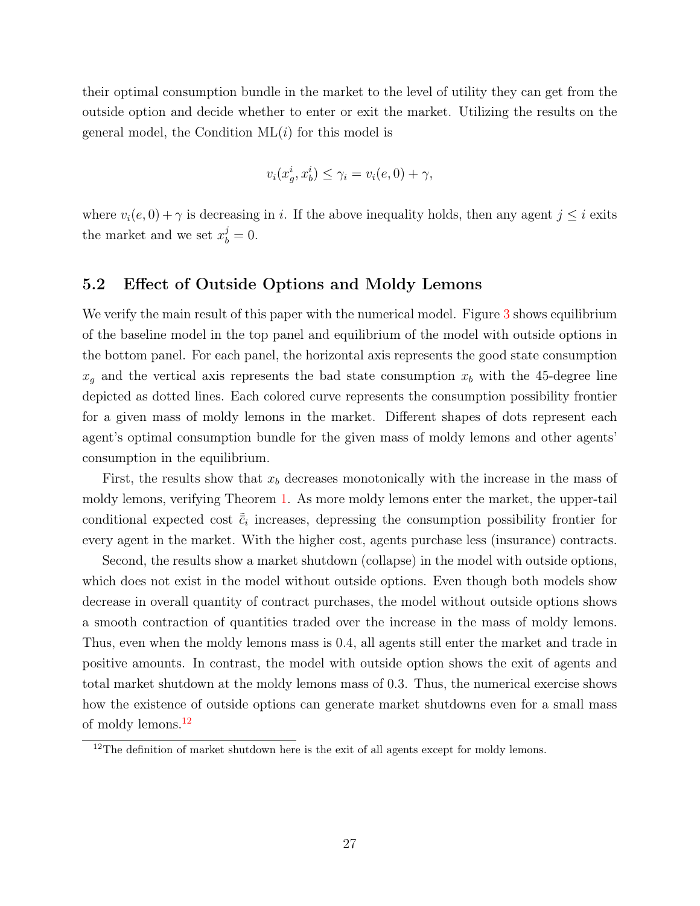their optimal consumption bundle in the market to the level of utility they can get from the outside option and decide whether to enter or exit the market. Utilizing the results on the general model, the Condition ML($i$) for this model is

$$v_i(x_g^i, x_b^i) \leq \gamma_i = v_i(e, 0) + \gamma,$$

where $v_i(e, 0) + \gamma$ is decreasing in $i$. If the above inequality holds, then any agent $j \leq i$ exits the market and we set $x_b^j = 0$.

## 5.2 Effect of Outside Options and Moldy Lemons

We verify the main result of this paper with the numerical model. Figure 3 shows equilibrium of the baseline model in the top panel and equilibrium of the model with outside options in the bottom panel. For each panel, the horizontal axis represents the good state consumption $x_g$ and the vertical axis represents the bad state consumption $x_b$ with the 45-degree line depicted as dotted lines. Each colored curve represents the consumption possibility frontier for a given mass of moldy lemons in the market. Different shapes of dots represent each agent's optimal consumption bundle for the given mass of moldy lemons and other agents' consumption in the equilibrium.

First, the results show that $x_b$ decreases monotonically with the increase in the mass of moldy lemons, verifying Theorem 1. As more moldy lemons enter the market, the upper-tail conditional expected cost $\tilde{\bar{c}}_i$ increases, depressing the consumption possibility frontier for every agent in the market. With the higher cost, agents purchase less (insurance) contracts.

Second, the results show a market shutdown (collapse) in the model with outside options, which does not exist in the model without outside options. Even though both models show decrease in overall quantity of contract purchases, the model without outside options shows a smooth contraction of quantities traded over the increase in the mass of moldy lemons. Thus, even when the moldy lemons mass is 0.4, all agents still enter the market and trade in positive amounts. In contrast, the model with outside option shows the exit of agents and total market shutdown at the moldy lemons mass of 0.3. Thus, the numerical exercise shows how the existence of outside options can generate market shutdowns even for a small mass of moldy lemons.[12]

[12] The definition of market shutdown here is the exit of all agents except for moldy lemons.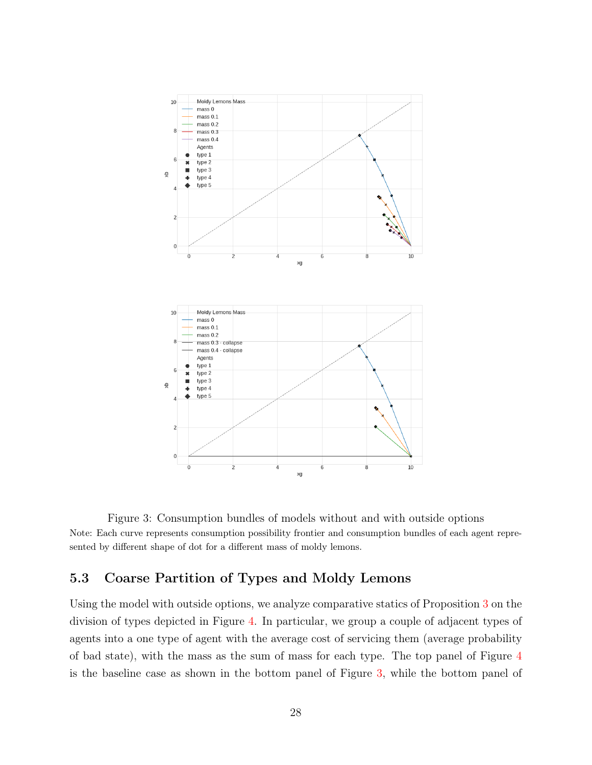Figure 3: Consumption bundles of models without and with outside options

Note: Each curve represents consumption possibility frontier and consumption bundles of each agent represented by different shape of dot for a different mass of moldy lemons.

## 5.3 Coarse Partition of Types and Moldy Lemons

Using the model with outside options, we analyze comparative statics of Proposition 3 on the division of types depicted in Figure 4. In particular, we group a couple of adjacent types of agents into a one type of agent with the average cost of servicing them (average probability of bad state), with the mass as the sum of mass for each type. The top panel of Figure 4 is the baseline case as shown in the bottom panel of Figure 3, while the bottom panel of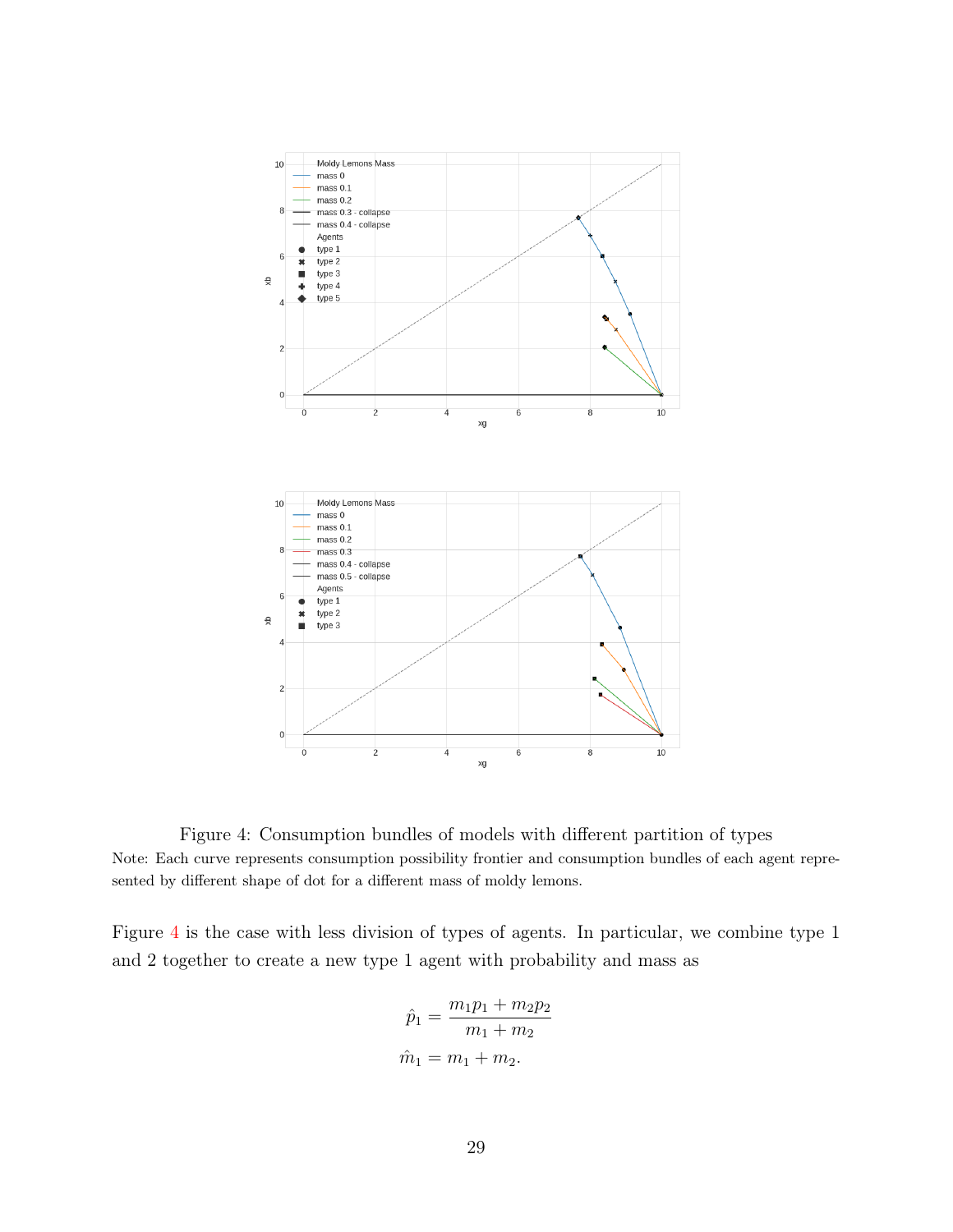Figure 4: Consumption bundles of models with different partition of types

Note: Each curve represents consumption possibility frontier and consumption bundles of each agent represented by different shape of dot for a different mass of moldy lemons.

Figure 4 is the case with less division of types of agents. In particular, we combine type 1 and 2 together to create a new type 1 agent with probability and mass as

$$
\begin{aligned}
\hat{p}_1 &= \frac{m_1 p_1 + m_2 p_2}{m_1 + m_2} \\
\hat{m}_1 &= m_1 + m_2.
\end{aligned}
$$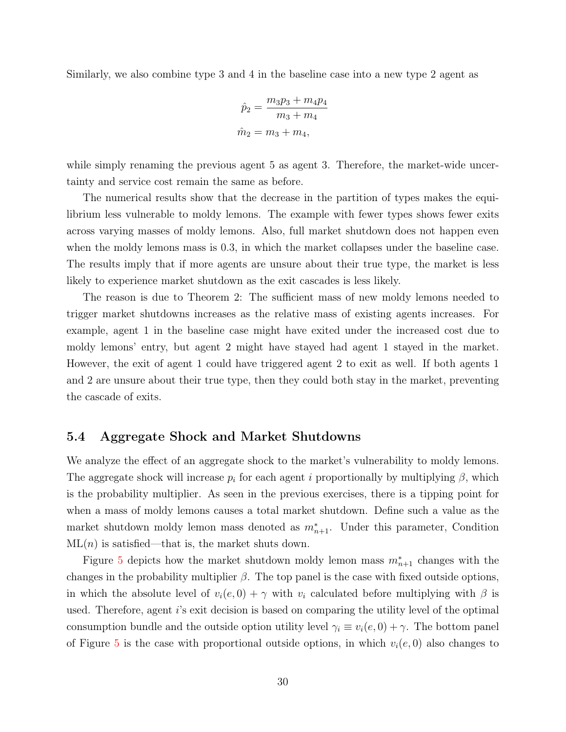Similarly, we also combine type 3 and 4 in the baseline case into a new type 2 agent as

$$
\hat{p}_2 = \frac{m_3 p_3 + m_4 p_4}{m_3 + m_4}
$$
$$
\hat{m}_2 = m_3 + m_4,
$$

while simply renaming the previous agent 5 as agent 3. Therefore, the market-wide uncertainty and service cost remain the same as before.

The numerical results show that the decrease in the partition of types makes the equilibrium less vulnerable to moldy lemons. The example with fewer types shows fewer exits across varying masses of moldy lemons. Also, full market shutdown does not happen even when the moldy lemons mass is 0.3, in which the market collapses under the baseline case. The results imply that if more agents are unsure about their true type, the market is less likely to experience market shutdown as the exit cascades is less likely.

The reason is due to Theorem 2: The sufficient mass of new moldy lemons needed to trigger market shutdowns increases as the relative mass of existing agents increases. For example, agent 1 in the baseline case might have exited under the increased cost due to moldy lemons' entry, but agent 2 might have stayed had agent 1 stayed in the market. However, the exit of agent 1 could have triggered agent 2 to exit as well. If both agents 1 and 2 are unsure about their true type, then they could both stay in the market, preventing the cascade of exits.

### 5.4 Aggregate Shock and Market Shutdowns

We analyze the effect of an aggregate shock to the market's vulnerability to moldy lemons. The aggregate shock will increase $p_i$ for each agent $i$ proportionally by multiplying $\beta$, which is the probability multiplier. As seen in the previous exercises, there is a tipping point for when a mass of moldy lemons causes a total market shutdown. Define such a value as the market shutdown moldy lemon mass denoted as $m^*_{n+1}$. Under this parameter, Condition ML($n$) is satisfied—that is, the market shuts down.

Figure 5 depicts how the market shutdown moldy lemon mass $m^*_{n+1}$ changes with the changes in the probability multiplier $\beta$. The top panel is the case with fixed outside options, in which the absolute level of $v_i(e, 0) + \gamma$ with $v_i$ calculated before multiplying with $\beta$ is used. Therefore, agent $i$'s exit decision is based on comparing the utility level of the optimal consumption bundle and the outside option utility level $\gamma_i \equiv v_i(e, 0) + \gamma$. The bottom panel of Figure 5 is the case with proportional outside options, in which $v_i(e, 0)$ also changes to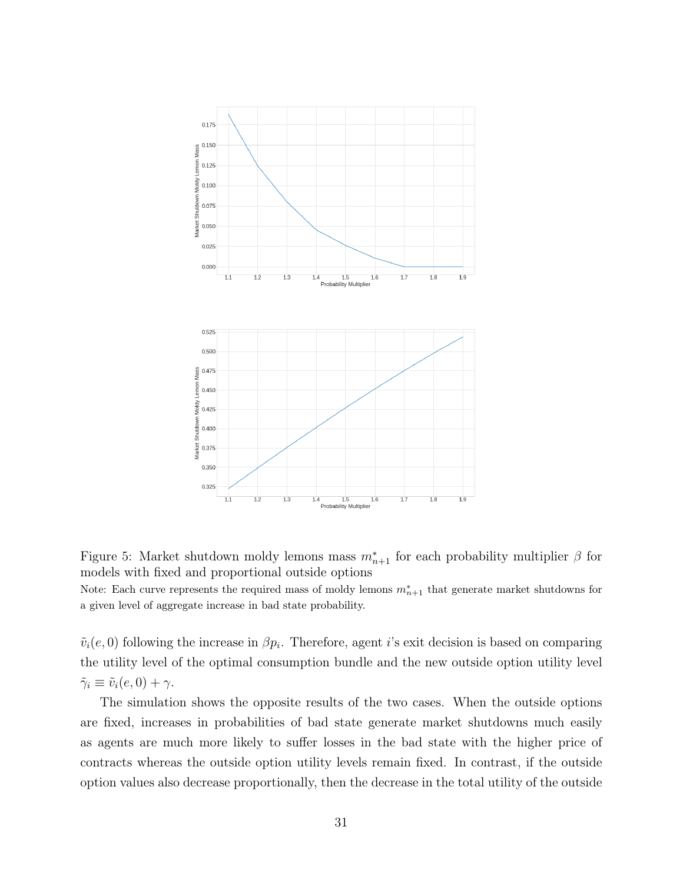Figure 5: Market shutdown moldy lemons mass $m^*_{n+1}$ for each probability multiplier $\beta$ for models with fixed and proportional outside options

Note: Each curve represents the required mass of moldy lemons $m^*_{n+1}$ that generate market shutdowns for a given level of aggregate increase in bad state probability.

$\tilde{v}_i(e, 0)$ following the increase in $\beta p_i$. Therefore, agent $i$'s exit decision is based on comparing the utility level of the optimal consumption bundle and the new outside option utility level $\tilde{\gamma}_i \equiv \tilde{v}_i(e, 0) + \gamma$.

The simulation shows the opposite results of the two cases. When the outside options are fixed, increases in probabilities of bad state generate market shutdowns much easily as agents are much more likely to suffer losses in the bad state with the higher price of contracts whereas the outside option utility levels remain fixed. In contrast, if the outside option values also decrease proportionally, then the decrease in the total utility of the outside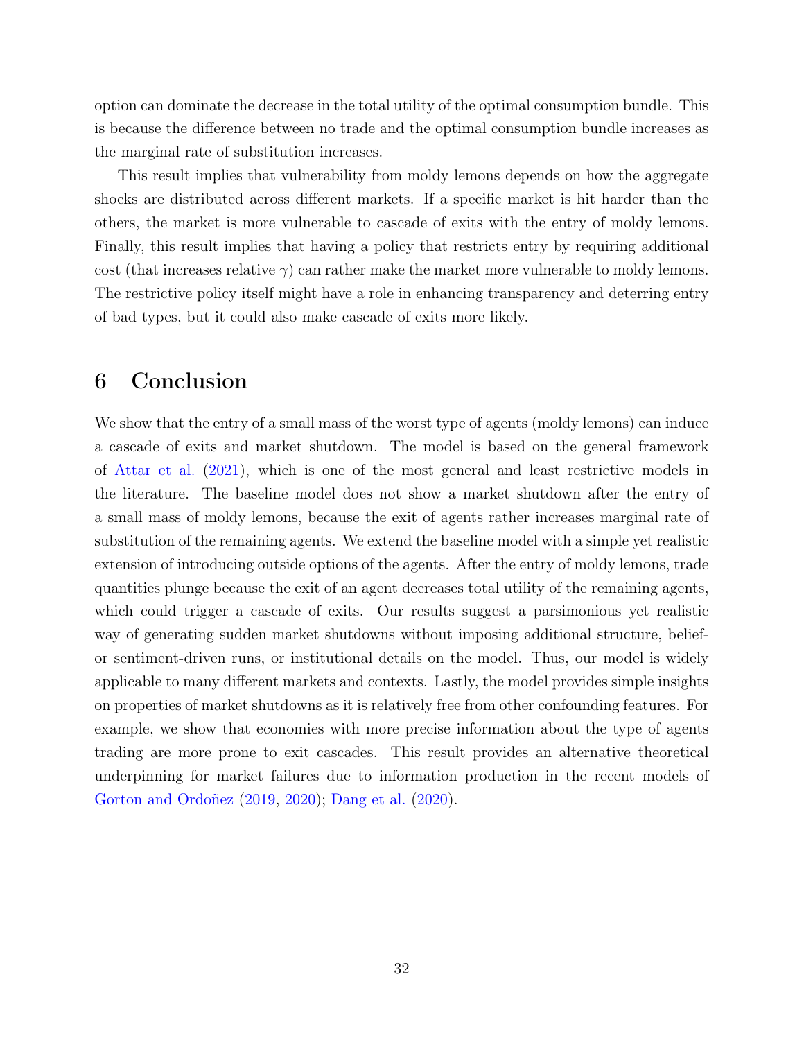option can dominate the decrease in the total utility of the optimal consumption bundle. This is because the difference between no trade and the optimal consumption bundle increases as the marginal rate of substitution increases.

This result implies that vulnerability from moldy lemons depends on how the aggregate shocks are distributed across different markets. If a specific market is hit harder than the others, the market is more vulnerable to cascade of exits with the entry of moldy lemons. Finally, this result implies that having a policy that restricts entry by requiring additional cost (that increases relative $\gamma$) can rather make the market more vulnerable to moldy lemons. The restrictive policy itself might have a role in enhancing transparency and deterring entry of bad types, but it could also make cascade of exits more likely.

# 6 Conclusion

We show that the entry of a small mass of the worst type of agents (moldy lemons) can induce a cascade of exits and market shutdown. The model is based on the general framework of Attar et al. (2021), which is one of the most general and least restrictive models in the literature. The baseline model does not show a market shutdown after the entry of a small mass of moldy lemons, because the exit of agents rather increases marginal rate of substitution of the remaining agents. We extend the baseline model with a simple yet realistic extension of introducing outside options of the agents. After the entry of moldy lemons, trade quantities plunge because the exit of an agent decreases total utility of the remaining agents, which could trigger a cascade of exits. Our results suggest a parsimonious yet realistic way of generating sudden market shutdowns without imposing additional structure, belief- or sentiment-driven runs, or institutional details on the model. Thus, our model is widely applicable to many different markets and contexts. Lastly, the model provides simple insights on properties of market shutdowns as it is relatively free from other confounding features. For example, we show that economies with more precise information about the type of agents trading are more prone to exit cascades. This result provides an alternative theoretical underpinning for market failures due to information production in the recent models of Gorton and Ordoñez (2019, 2020); Dang et al. (2020).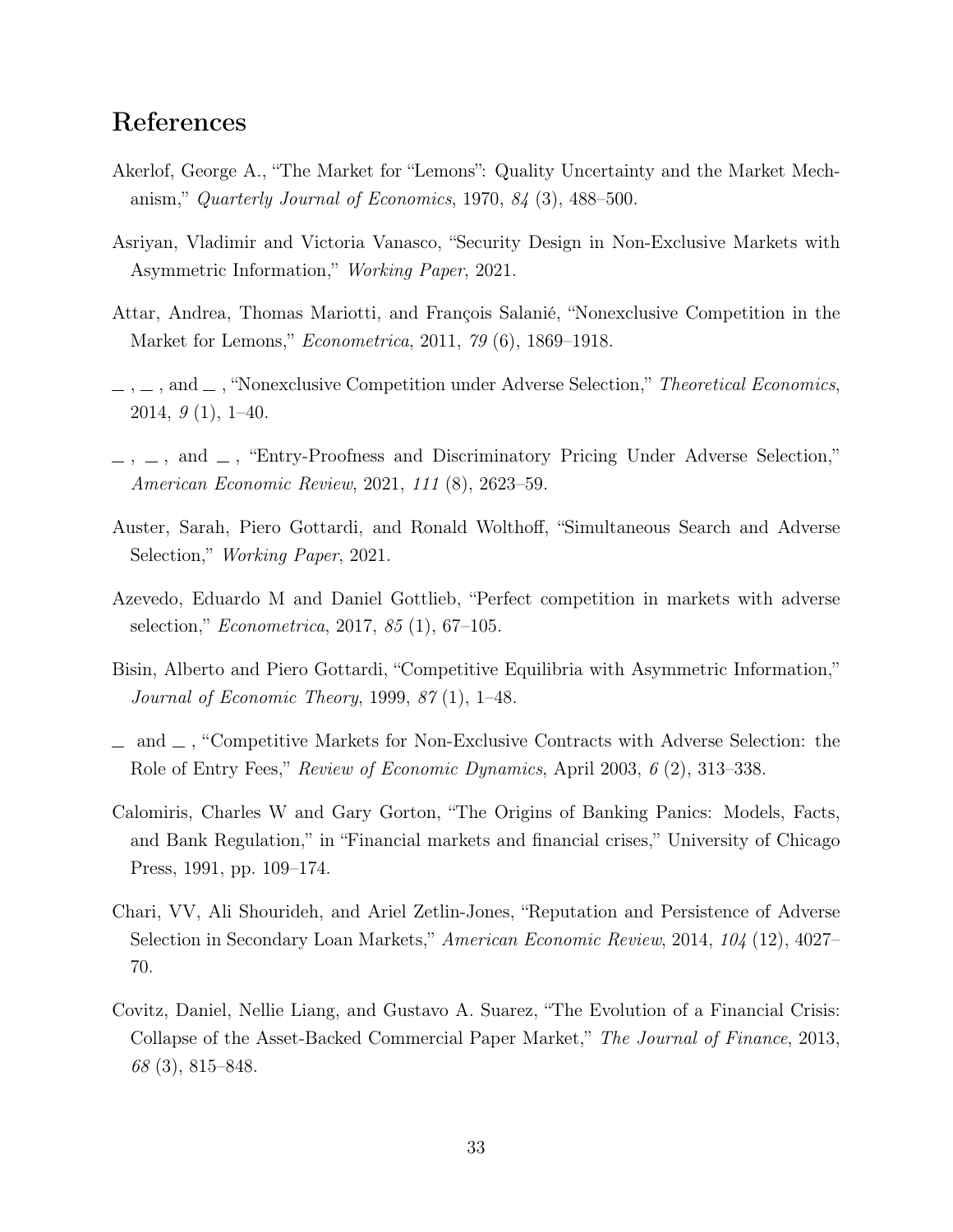## References

Akerlof, George A., "The Market for "Lemons": Quality Uncertainty and the Market Mechanism," *Quarterly Journal of Economics*, 1970, *84* (3), 488–500.

Asriyan, Vladimir and Victoria Vanasco, "Security Design in Non-Exclusive Markets with Asymmetric Information," *Working Paper*, 2021.

Attar, Andrea, Thomas Mariotti, and François Salanié, "Nonexclusive Competition in the Market for Lemons," *Econometrica*, 2011, *79* (6), 1869–1918.

\_ , \_ , and \_ , "Nonexclusive Competition under Adverse Selection," *Theoretical Economics*, 2014, *9* (1), 1–40.

\_ , \_ , and \_ , "Entry-Proofness and Discriminatory Pricing Under Adverse Selection," *American Economic Review*, 2021, *111* (8), 2623–59.

Auster, Sarah, Piero Gottardi, and Ronald Wolthoff, "Simultaneous Search and Adverse Selection," *Working Paper*, 2021.

Azevedo, Eduardo M and Daniel Gottlieb, "Perfect competition in markets with adverse selection," *Econometrica*, 2017, *85* (1), 67–105.

Bisin, Alberto and Piero Gottardi, "Competitive Equilibria with Asymmetric Information," *Journal of Economic Theory*, 1999, *87* (1), 1–48.

\_ and \_ , "Competitive Markets for Non-Exclusive Contracts with Adverse Selection: the Role of Entry Fees," *Review of Economic Dynamics*, April 2003, *6* (2), 313–338.

Calomiris, Charles W and Gary Gorton, "The Origins of Banking Panics: Models, Facts, and Bank Regulation," in "Financial markets and financial crises," University of Chicago Press, 1991, pp. 109–174.

Chari, VV, Ali Shourideh, and Ariel Zetlin-Jones, "Reputation and Persistence of Adverse Selection in Secondary Loan Markets," *American Economic Review*, 2014, *104* (12), 4027–70.

Covitz, Daniel, Nellie Liang, and Gustavo A. Suarez, "The Evolution of a Financial Crisis: Collapse of the Asset-Backed Commercial Paper Market," *The Journal of Finance*, 2013, *68* (3), 815–848.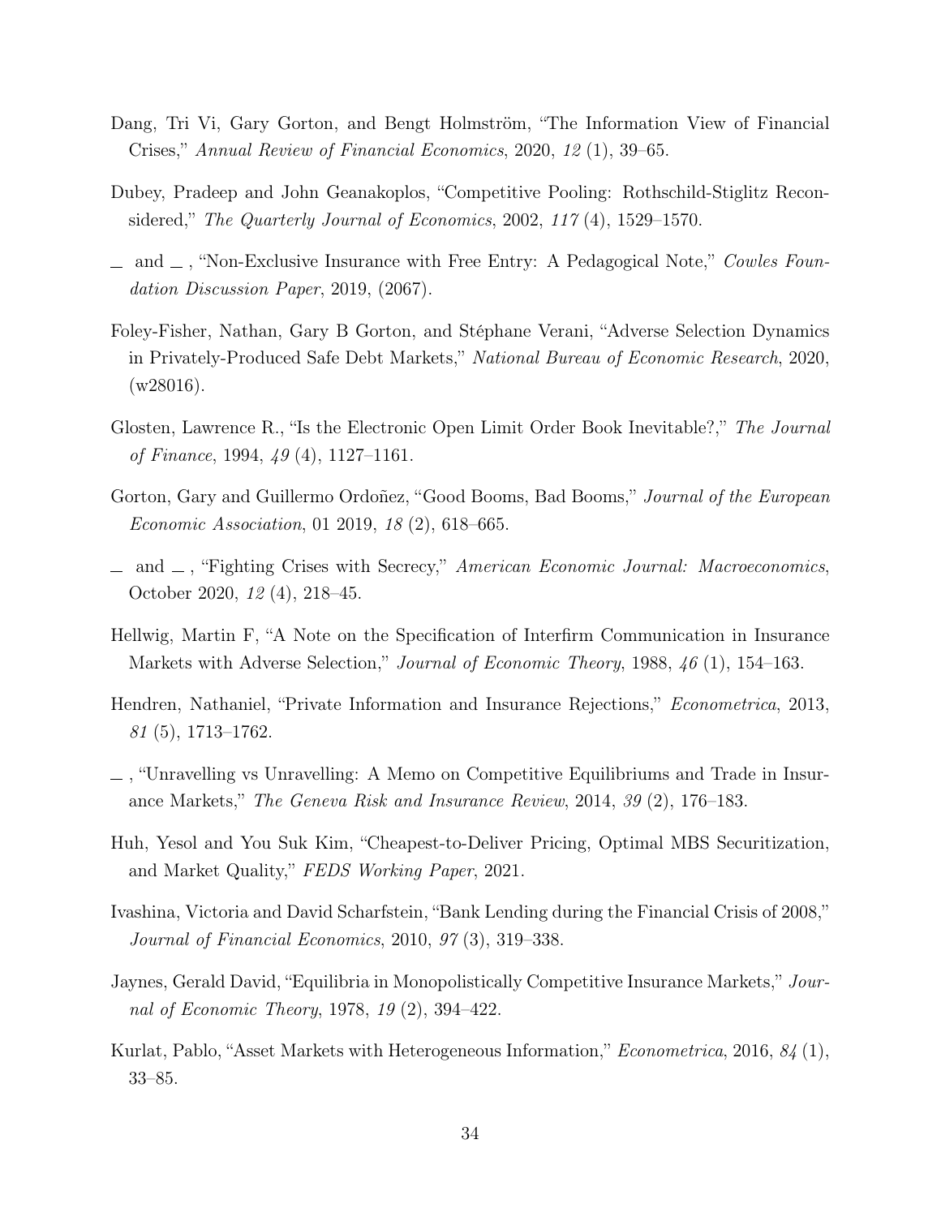Dang, Tri Vi, Gary Gorton, and Bengt Holmström, "The Information View of Financial Crises," *Annual Review of Financial Economics*, 2020, *12* (1), 39–65.

Dubey, Pradeep and John Geanakoplos, "Competitive Pooling: Rothschild-Stiglitz Reconsidered," *The Quarterly Journal of Economics*, 2002, *117* (4), 1529–1570.

\_ and \_ , "Non-Exclusive Insurance with Free Entry: A Pedagogical Note," *Cowles Foundation Discussion Paper*, 2019, (2067).

Foley-Fisher, Nathan, Gary B Gorton, and Stéphane Verani, "Adverse Selection Dynamics in Privately-Produced Safe Debt Markets," *National Bureau of Economic Research*, 2020, (w28016).

Glosten, Lawrence R., "Is the Electronic Open Limit Order Book Inevitable?," *The Journal of Finance*, 1994, *49* (4), 1127–1161.

Gorton, Gary and Guillermo Ordoñez, "Good Booms, Bad Booms," *Journal of the European Economic Association*, 01 2019, *18* (2), 618–665.

\_ and \_ , "Fighting Crises with Secrecy," *American Economic Journal: Macroeconomics*, October 2020, *12* (4), 218–45.

Hellwig, Martin F, "A Note on the Specification of Interfirm Communication in Insurance Markets with Adverse Selection," *Journal of Economic Theory*, 1988, *46* (1), 154–163.

Hendren, Nathaniel, "Private Information and Insurance Rejections," *Econometrica*, 2013, *81* (5), 1713–1762.

\_ , "Unravelling vs Unravelling: A Memo on Competitive Equilibriums and Trade in Insurance Markets," *The Geneva Risk and Insurance Review*, 2014, *39* (2), 176–183.

Huh, Yesol and You Suk Kim, "Cheapest-to-Deliver Pricing, Optimal MBS Securitization, and Market Quality," *FEDS Working Paper*, 2021.

Ivashina, Victoria and David Scharfstein, "Bank Lending during the Financial Crisis of 2008," *Journal of Financial Economics*, 2010, *97* (3), 319–338.

Jaynes, Gerald David, "Equilibria in Monopolistically Competitive Insurance Markets," *Journal of Economic Theory*, 1978, *19* (2), 394–422.

Kurlat, Pablo, "Asset Markets with Heterogeneous Information," *Econometrica*, 2016, *84* (1), 33–85.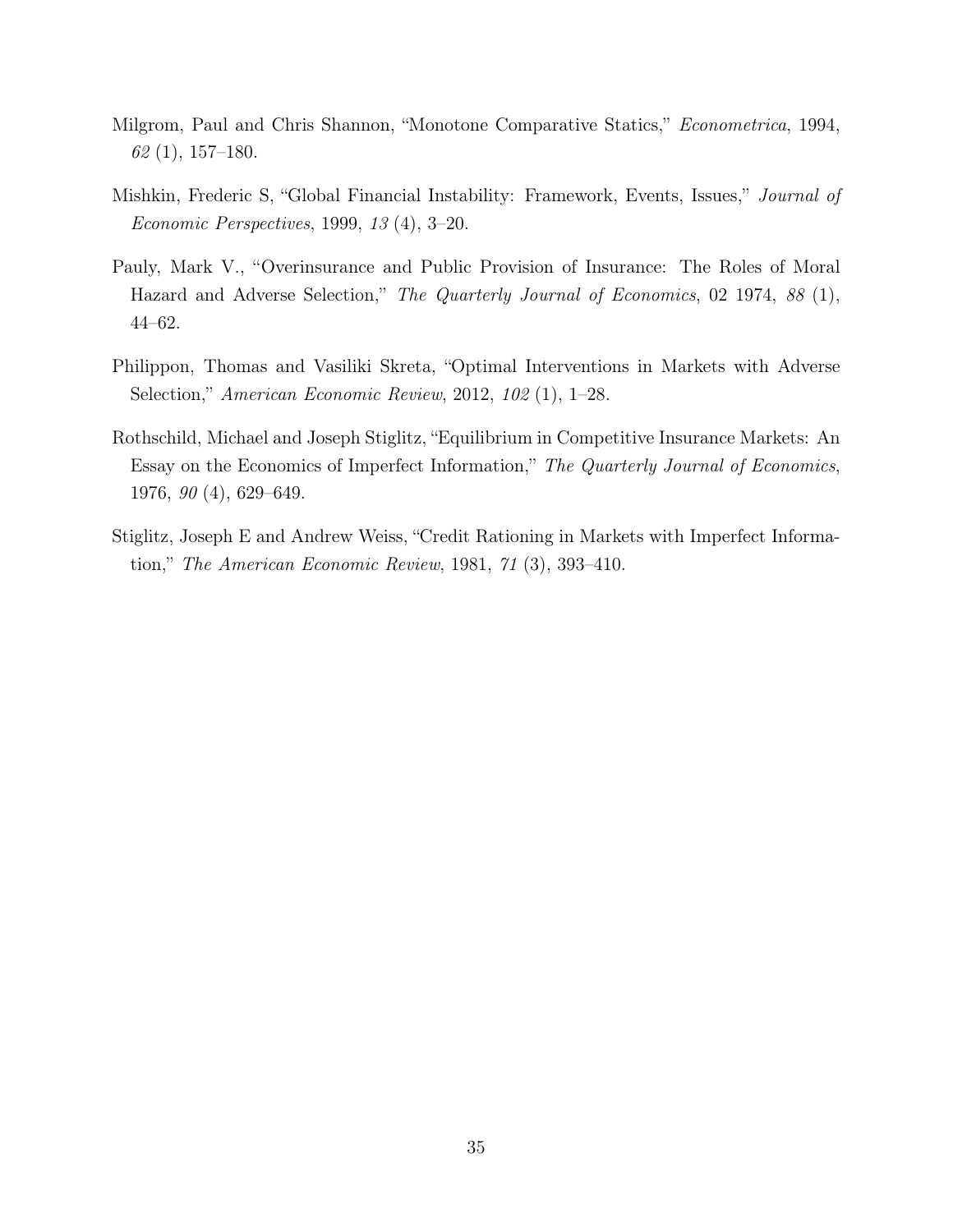Milgrom, Paul and Chris Shannon, "Monotone Comparative Statics," *Econometrica*, 1994, *62* (1), 157–180.

Mishkin, Frederic S, "Global Financial Instability: Framework, Events, Issues," *Journal of Economic Perspectives*, 1999, *13* (4), 3–20.

Pauly, Mark V., "Overinsurance and Public Provision of Insurance: The Roles of Moral Hazard and Adverse Selection," *The Quarterly Journal of Economics*, 02 1974, *88* (1), 44–62.

Philippon, Thomas and Vasiliki Skreta, "Optimal Interventions in Markets with Adverse Selection," *American Economic Review*, 2012, *102* (1), 1–28.

Rothschild, Michael and Joseph Stiglitz, "Equilibrium in Competitive Insurance Markets: An Essay on the Economics of Imperfect Information," *The Quarterly Journal of Economics*, 1976, *90* (4), 629–649.

Stiglitz, Joseph E and Andrew Weiss, "Credit Rationing in Markets with Imperfect Information," *The American Economic Review*, 1981, *71* (3), 393–410.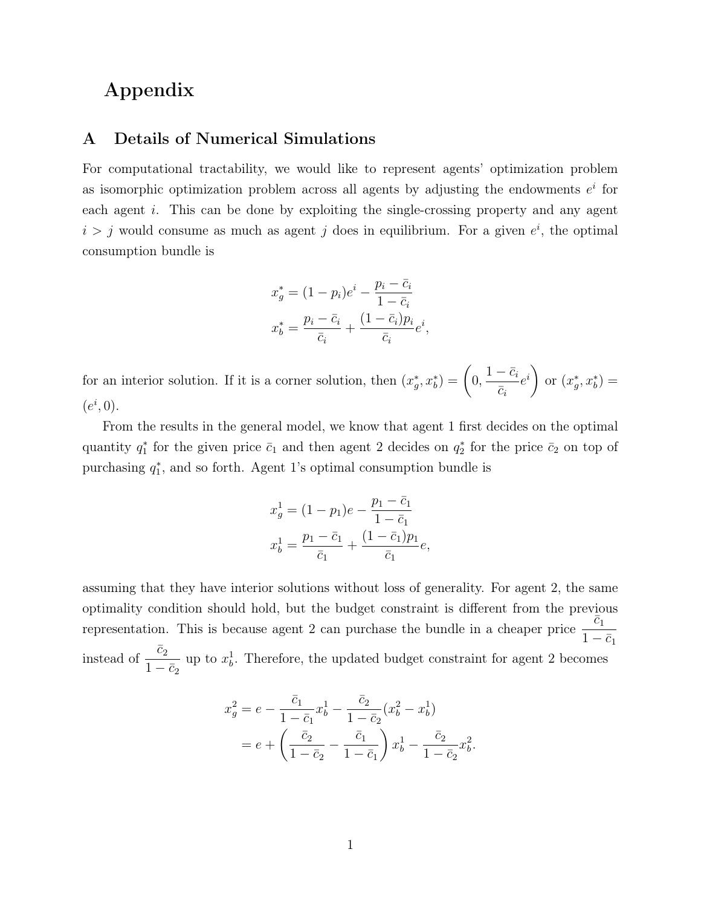# Appendix

## A Details of Numerical Simulations

For computational tractability, we would like to represent agents' optimization problem as isomorphic optimization problem across all agents by adjusting the endowments $e^i$ for each agent $i$. This can be done by exploiting the single-crossing property and any agent $i > j$ would consume as much as agent $j$ does in equilibrium. For a given $e^i$, the optimal consumption bundle is

$$x_g^* = (1 - p_i)e^i - \frac{p_i - \bar{c}_i}{1 - \bar{c}_i}$$
$$x_b^* = \frac{p_i - \bar{c}_i}{\bar{c}_i} + \frac{(1 - \bar{c}_i)p_i}{\bar{c}_i}e^i,$$

for an interior solution. If it is a corner solution, then $(x_g^*, x_b^*) = \left(0, \frac{1 - \bar{c}_i}{\bar{c}_i}e^i\right)$ or $(x_g^*, x_b^*) = (e^i, 0)$.

From the results in the general model, we know that agent 1 first decides on the optimal quantity $q_1^*$ for the given price $\bar{c}_1$ and then agent 2 decides on $q_2^*$ for the price $\bar{c}_2$ on top of purchasing $q_1^*$, and so forth. Agent 1's optimal consumption bundle is

$$x_g^1 = (1 - p_1)e - \frac{p_1 - \bar{c}_1}{1 - \bar{c}_1}$$
$$x_b^1 = \frac{p_1 - \bar{c}_1}{\bar{c}_1} + \frac{(1 - \bar{c}_1)p_1}{\bar{c}_1}e,$$

assuming that they have interior solutions without loss of generality. For agent 2, the same optimality condition should hold, but the budget constraint is different from the previous representation. This is because agent 2 can purchase the bundle in a cheaper price $\frac{\bar{c}_1}{1 - \bar{c}_1}$ instead of $\frac{\bar{c}_2}{1 - \bar{c}_2}$ up to $x_b^1$. Therefore, the updated budget constraint for agent 2 becomes

$$\begin{aligned}
x_g^2 &= e - \frac{\bar{c}_1}{1 - \bar{c}_1}x_b^1 - \frac{\bar{c}_2}{1 - \bar{c}_2}(x_b^2 - x_b^1) \\
&= e + \left(\frac{\bar{c}_2}{1 - \bar{c}_2} - \frac{\bar{c}_1}{1 - \bar{c}_1}\right)x_b^1 - \frac{\bar{c}_2}{1 - \bar{c}_2}x_b^2.
\end{aligned}$$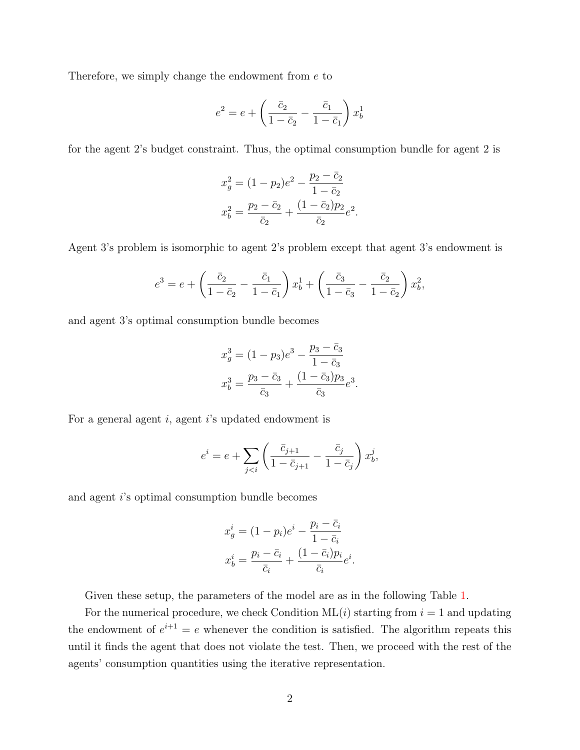Therefore, we simply change the endowment from $e$ to

$$e^2 = e + \left( \frac{\bar{c}_2}{1-\bar{c}_2} - \frac{\bar{c}_1}{1-\bar{c}_1} \right) x_b^1$$

for the agent 2's budget constraint. Thus, the optimal consumption bundle for agent 2 is

$$x_g^2 = (1-p_2)e^2 - \frac{p_2 - \bar{c}_2}{1-\bar{c}_2}$$

$$x_b^2 = \frac{p_2 - \bar{c}_2}{\bar{c}_2} + \frac{(1-\bar{c}_2)p_2}{\bar{c}_2} e^2.$$

Agent 3's problem is isomorphic to agent 2's problem except that agent 3's endowment is

$$e^3 = e + \left( \frac{\bar{c}_2}{1-\bar{c}_2} - \frac{\bar{c}_1}{1-\bar{c}_1} \right) x_b^1 + \left( \frac{\bar{c}_3}{1-\bar{c}_3} - \frac{\bar{c}_2}{1-\bar{c}_2} \right) x_b^2,$$

and agent 3's optimal consumption bundle becomes

$$x_g^3 = (1-p_3)e^3 - \frac{p_3 - \bar{c}_3}{1-\bar{c}_3}$$

$$x_b^3 = \frac{p_3 - \bar{c}_3}{\bar{c}_3} + \frac{(1-\bar{c}_3)p_3}{\bar{c}_3} e^3.$$

For a general agent $i$, agent $i$'s updated endowment is

$$e^i = e + \sum_{j<i} \left( \frac{\bar{c}_{j+1}}{1-\bar{c}_{j+1}} - \frac{\bar{c}_j}{1-\bar{c}_j} \right) x_b^j,$$

and agent $i$'s optimal consumption bundle becomes

$$x_g^i = (1-p_i)e^i - \frac{p_i - \bar{c}_i}{1-\bar{c}_i}$$

$$x_b^i = \frac{p_i - \bar{c}_i}{\bar{c}_i} + \frac{(1-\bar{c}_i)p_i}{\bar{c}_i} e^i.$$

Given these setup, the parameters of the model are as in the following Table 1.

For the numerical procedure, we check Condition ML($i$) starting from $i = 1$ and updating the endowment of $e^{i+1} = e$ whenever the condition is satisfied. The algorithm repeats this until it finds the agent that does not violate the test. Then, we proceed with the rest of the agents' consumption quantities using the iterative representation.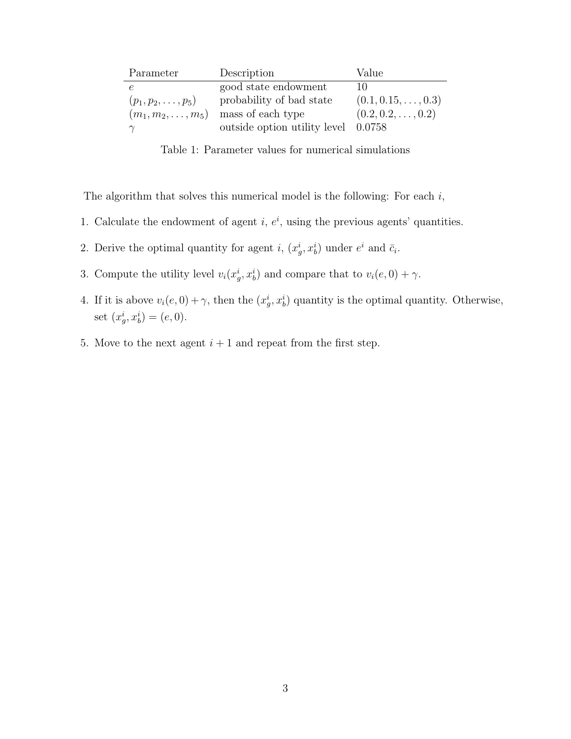| Parameter | Description | Value |
|---|---|---|
| $e$ | good state endowment | 10 |
| $(p_1, p_2, \ldots, p_5)$ | probability of bad state | $(0.1, 0.15, \ldots, 0.3)$ |
| $(m_1, m_2, \ldots, m_5)$ | mass of each type | $(0.2, 0.2, \ldots, 0.2)$ |
| $\gamma$ | outside option utility level | 0.0758 |

Table 1: Parameter values for numerical simulations

The algorithm that solves this numerical model is the following: For each $i$,

1. Calculate the endowment of agent $i$, $e^i$, using the previous agents' quantities.
2. Derive the optimal quantity for agent $i$, $(x_g^i, x_b^i)$ under $e^i$ and $\bar{c}_i$.
3. Compute the utility level $v_i(x_g^i, x_b^i)$ and compare that to $v_i(e, 0) + \gamma$.
4. If it is above $v_i(e, 0) + \gamma$, then the $(x_g^i, x_b^i)$ quantity is the optimal quantity. Otherwise, set $(x_g^i, x_b^i) = (e, 0)$.
5. Move to the next agent $i + 1$ and repeat from the first step.